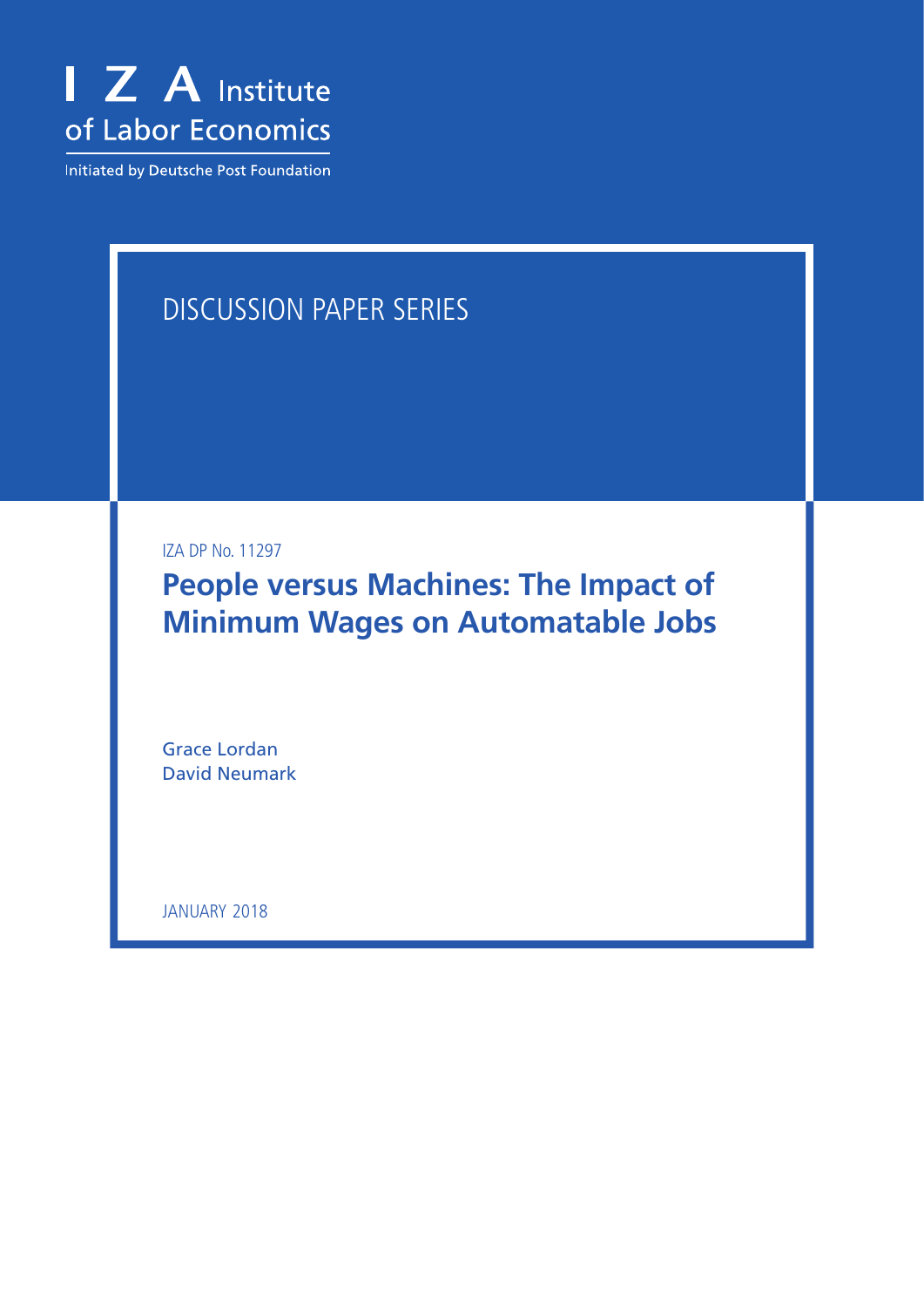I Z A Institute of Labor Economics

Initiated by Deutsche Post Foundation

DISCUSSION PAPER SERIES

IZA DP No. 11297

# People versus Machines: The Impact of Minimum Wages on Automatable Jobs

Grace Lordan
David Neumark

JANUARY 2018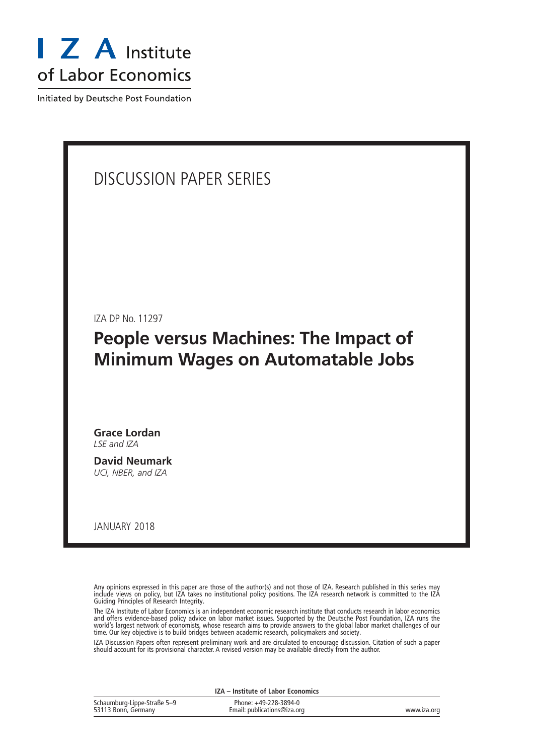I Z A Institute of Labor Economics

Initiated by Deutsche Post Foundation

# DISCUSSION PAPER SERIES

IZA DP No. 11297

## People versus Machines: The Impact of Minimum Wages on Automatable Jobs

**Grace Lordan**
*LSE and IZA*

**David Neumark**
*UCI, NBER, and IZA*

JANUARY 2018

Any opinions expressed in this paper are those of the author(s) and not those of IZA. Research published in this series may include views on policy, but IZA takes no institutional policy positions. The IZA research network is committed to the IZA Guiding Principles of Research Integrity.

The IZA Institute of Labor Economics is an independent economic research institute that conducts research in labor economics and offers evidence-based policy advice on labor market issues. Supported by the Deutsche Post Foundation, IZA runs the world's largest network of economists, whose research aims to provide answers to the global labor market challenges of our time. Our key objective is to build bridges between academic research, policymakers and society.

IZA Discussion Papers often represent preliminary work and are circulated to encourage discussion. Citation of such a paper should account for its provisional character. A revised version may be available directly from the author.

**IZA – Institute of Labor Economics**

Schaumburg-Lippe-Straße 5–9
53113 Bonn, Germany

Phone: +49-228-3894-0
Email: publications@iza.org

www.iza.org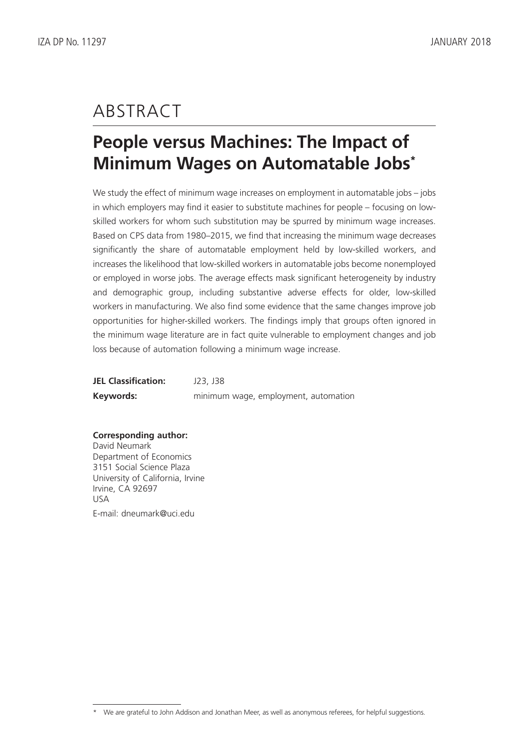# ABSTRACT

## People versus Machines: The Impact of Minimum Wages on Automatable Jobs*

We study the effect of minimum wage increases on employment in automatable jobs – jobs in which employers may find it easier to substitute machines for people – focusing on low-skilled workers for whom such substitution may be spurred by minimum wage increases. Based on CPS data from 1980–2015, we find that increasing the minimum wage decreases significantly the share of automatable employment held by low-skilled workers, and increases the likelihood that low-skilled workers in automatable jobs become nonemployed or employed in worse jobs. The average effects mask significant heterogeneity by industry and demographic group, including substantive adverse effects for older, low-skilled workers in manufacturing. We also find some evidence that the same changes improve job opportunities for higher-skilled workers. The findings imply that groups often ignored in the minimum wage literature are in fact quite vulnerable to employment changes and job loss because of automation following a minimum wage increase.

**JEL Classification:** J23, J38

**Keywords:** minimum wage, employment, automation

**Corresponding author:**
David Neumark
Department of Economics
3151 Social Science Plaza
University of California, Irvine
Irvine, CA 92697
USA
E-mail: dneumark@uci.edu

* We are grateful to John Addison and Jonathan Meer, as well as anonymous referees, for helpful suggestions.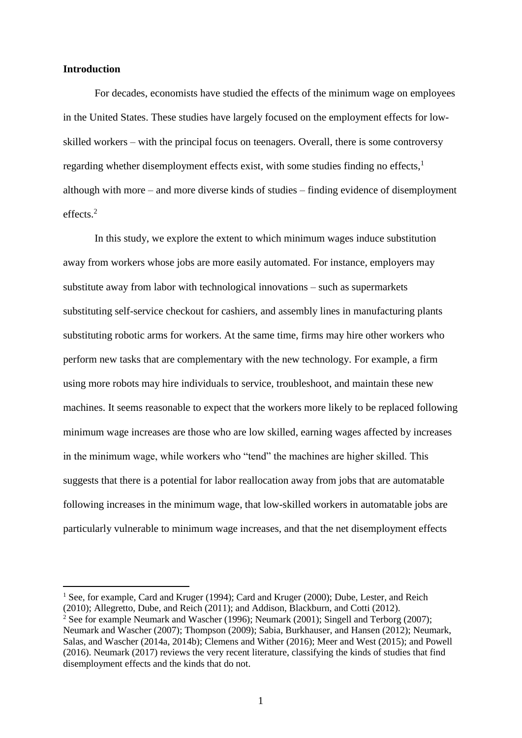## Introduction

For decades, economists have studied the effects of the minimum wage on employees in the United States. These studies have largely focused on the employment effects for low-skilled workers – with the principal focus on teenagers. Overall, there is some controversy regarding whether disemployment effects exist, with some studies finding no effects,[1] although with more – and more diverse kinds of studies – finding evidence of disemployment effects.[2]

In this study, we explore the extent to which minimum wages induce substitution away from workers whose jobs are more easily automated. For instance, employers may substitute away from labor with technological innovations – such as supermarkets substituting self-service checkout for cashiers, and assembly lines in manufacturing plants substituting robotic arms for workers. At the same time, firms may hire other workers who perform new tasks that are complementary with the new technology. For example, a firm using more robots may hire individuals to service, troubleshoot, and maintain these new machines. It seems reasonable to expect that the workers more likely to be replaced following minimum wage increases are those who are low skilled, earning wages affected by increases in the minimum wage, while workers who "tend" the machines are higher skilled. This suggests that there is a potential for labor reallocation away from jobs that are automatable following increases in the minimum wage, that low-skilled workers in automatable jobs are particularly vulnerable to minimum wage increases, and that the net disemployment effects

[1] See, for example, Card and Kruger (1994); Card and Kruger (2000); Dube, Lester, and Reich (2010); Allegretto, Dube, and Reich (2011); and Addison, Blackburn, and Cotti (2012).

[2] See for example Neumark and Wascher (1996); Neumark (2001); Singell and Terborg (2007); Neumark and Wascher (2007); Thompson (2009); Sabia, Burkhauser, and Hansen (2012); Neumark, Salas, and Wascher (2014a, 2014b); Clemens and Wither (2016); Meer and West (2015); and Powell (2016). Neumark (2017) reviews the very recent literature, classifying the kinds of studies that find disemployment effects and the kinds that do not.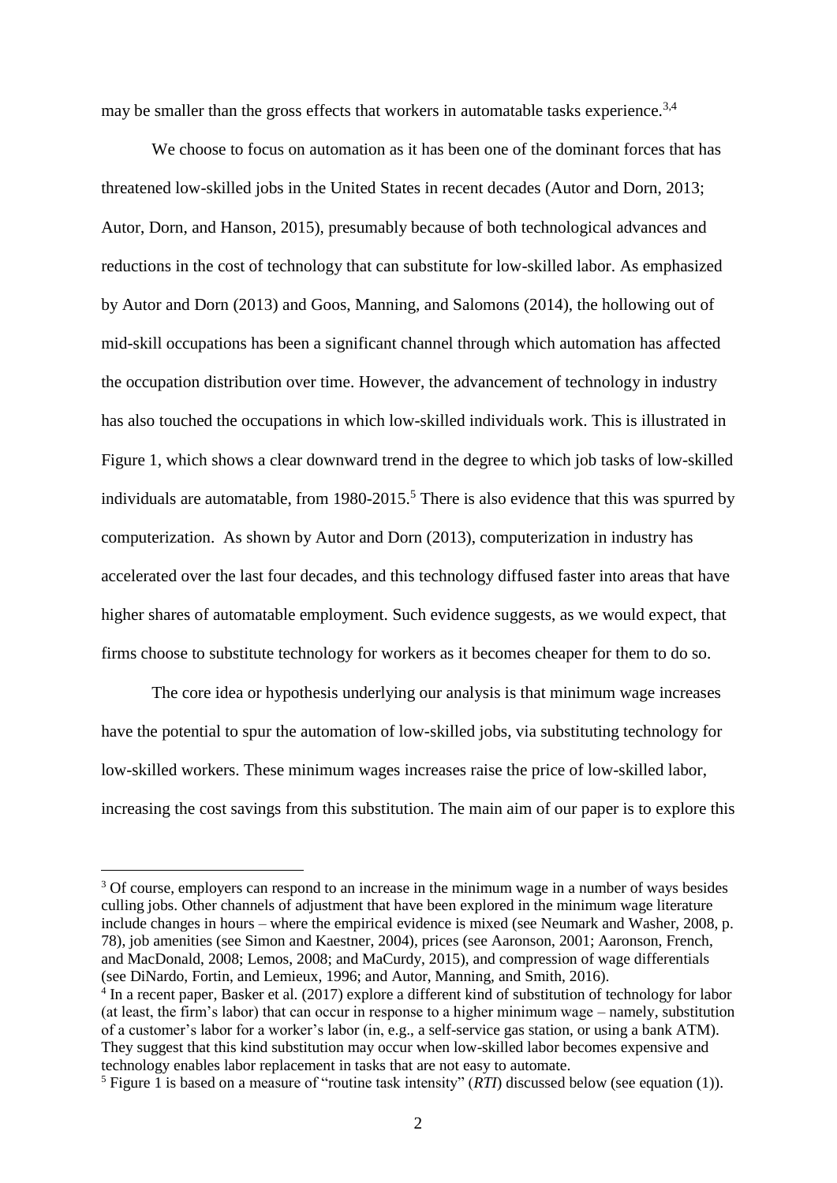may be smaller than the gross effects that workers in automatable tasks experience.[3,4]

We choose to focus on automation as it has been one of the dominant forces that has threatened low-skilled jobs in the United States in recent decades (Autor and Dorn, 2013; Autor, Dorn, and Hanson, 2015), presumably because of both technological advances and reductions in the cost of technology that can substitute for low-skilled labor. As emphasized by Autor and Dorn (2013) and Goos, Manning, and Salomons (2014), the hollowing out of mid-skill occupations has been a significant channel through which automation has affected the occupation distribution over time. However, the advancement of technology in industry has also touched the occupations in which low-skilled individuals work. This is illustrated in Figure 1, which shows a clear downward trend in the degree to which job tasks of low-skilled individuals are automatable, from 1980-2015.[5] There is also evidence that this was spurred by computerization. As shown by Autor and Dorn (2013), computerization in industry has accelerated over the last four decades, and this technology diffused faster into areas that have higher shares of automatable employment. Such evidence suggests, as we would expect, that firms choose to substitute technology for workers as it becomes cheaper for them to do so.

The core idea or hypothesis underlying our analysis is that minimum wage increases have the potential to spur the automation of low-skilled jobs, via substituting technology for low-skilled workers. These minimum wages increases raise the price of low-skilled labor, increasing the cost savings from this substitution. The main aim of our paper is to explore this

---

[3] Of course, employers can respond to an increase in the minimum wage in a number of ways besides culling jobs. Other channels of adjustment that have been explored in the minimum wage literature include changes in hours – where the empirical evidence is mixed (see Neumark and Washer, 2008, p. 78), job amenities (see Simon and Kaestner, 2004), prices (see Aaronson, 2001; Aaronson, French, and MacDonald, 2008; Lemos, 2008; and MaCurdy, 2015), and compression of wage differentials (see DiNardo, Fortin, and Lemieux, 1996; and Autor, Manning, and Smith, 2016).

[4] In a recent paper, Basker et al. (2017) explore a different kind of substitution of technology for labor (at least, the firm's labor) that can occur in response to a higher minimum wage – namely, substitution of a customer's labor for a worker's labor (in, e.g., a self-service gas station, or using a bank ATM). They suggest that this kind substitution may occur when low-skilled labor becomes expensive and technology enables labor replacement in tasks that are not easy to automate.

[5] Figure 1 is based on a measure of "routine task intensity" (*RTI*) discussed below (see equation (1)).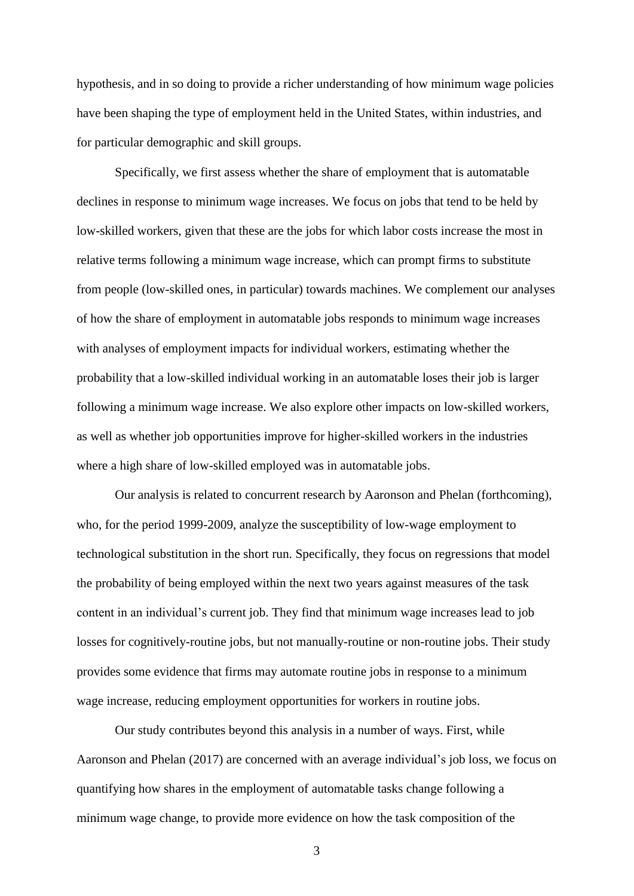hypothesis, and in so doing to provide a richer understanding of how minimum wage policies have been shaping the type of employment held in the United States, within industries, and for particular demographic and skill groups.

Specifically, we first assess whether the share of employment that is automatable declines in response to minimum wage increases. We focus on jobs that tend to be held by low-skilled workers, given that these are the jobs for which labor costs increase the most in relative terms following a minimum wage increase, which can prompt firms to substitute from people (low-skilled ones, in particular) towards machines. We complement our analyses of how the share of employment in automatable jobs responds to minimum wage increases with analyses of employment impacts for individual workers, estimating whether the probability that a low-skilled individual working in an automatable loses their job is larger following a minimum wage increase. We also explore other impacts on low-skilled workers, as well as whether job opportunities improve for higher-skilled workers in the industries where a high share of low-skilled employed was in automatable jobs.

Our analysis is related to concurrent research by Aaronson and Phelan (forthcoming), who, for the period 1999-2009, analyze the susceptibility of low-wage employment to technological substitution in the short run. Specifically, they focus on regressions that model the probability of being employed within the next two years against measures of the task content in an individual's current job. They find that minimum wage increases lead to job losses for cognitively-routine jobs, but not manually-routine or non-routine jobs. Their study provides some evidence that firms may automate routine jobs in response to a minimum wage increase, reducing employment opportunities for workers in routine jobs.

Our study contributes beyond this analysis in a number of ways. First, while Aaronson and Phelan (2017) are concerned with an average individual's job loss, we focus on quantifying how shares in the employment of automatable tasks change following a minimum wage change, to provide more evidence on how the task composition of the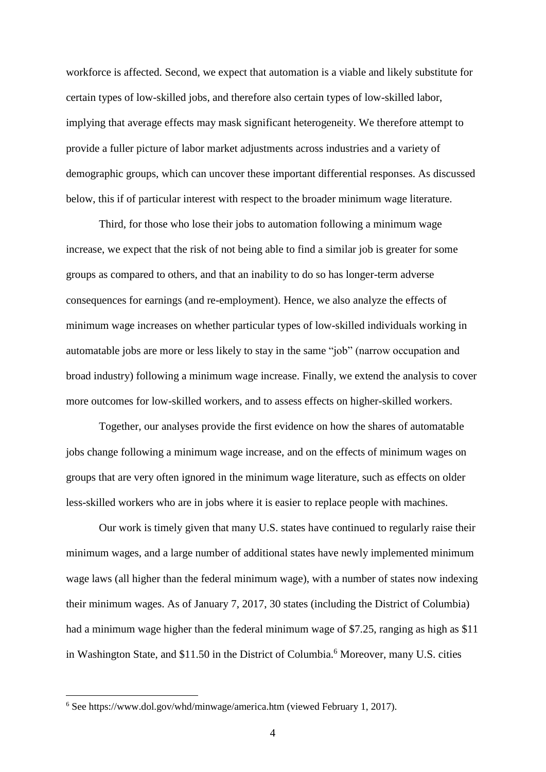workforce is affected. Second, we expect that automation is a viable and likely substitute for certain types of low-skilled jobs, and therefore also certain types of low-skilled labor, implying that average effects may mask significant heterogeneity. We therefore attempt to provide a fuller picture of labor market adjustments across industries and a variety of demographic groups, which can uncover these important differential responses. As discussed below, this if of particular interest with respect to the broader minimum wage literature.

Third, for those who lose their jobs to automation following a minimum wage increase, we expect that the risk of not being able to find a similar job is greater for some groups as compared to others, and that an inability to do so has longer-term adverse consequences for earnings (and re-employment). Hence, we also analyze the effects of minimum wage increases on whether particular types of low-skilled individuals working in automatable jobs are more or less likely to stay in the same "job" (narrow occupation and broad industry) following a minimum wage increase. Finally, we extend the analysis to cover more outcomes for low-skilled workers, and to assess effects on higher-skilled workers.

Together, our analyses provide the first evidence on how the shares of automatable jobs change following a minimum wage increase, and on the effects of minimum wages on groups that are very often ignored in the minimum wage literature, such as effects on older less-skilled workers who are in jobs where it is easier to replace people with machines.

Our work is timely given that many U.S. states have continued to regularly raise their minimum wages, and a large number of additional states have newly implemented minimum wage laws (all higher than the federal minimum wage), with a number of states now indexing their minimum wages. As of January 7, 2017, 30 states (including the District of Columbia) had a minimum wage higher than the federal minimum wage of $7.25, ranging as high as $11 in Washington State, and $11.50 in the District of Columbia.[6] Moreover, many U.S. cities

[6] See https://www.dol.gov/whd/minwage/america.htm (viewed February 1, 2017).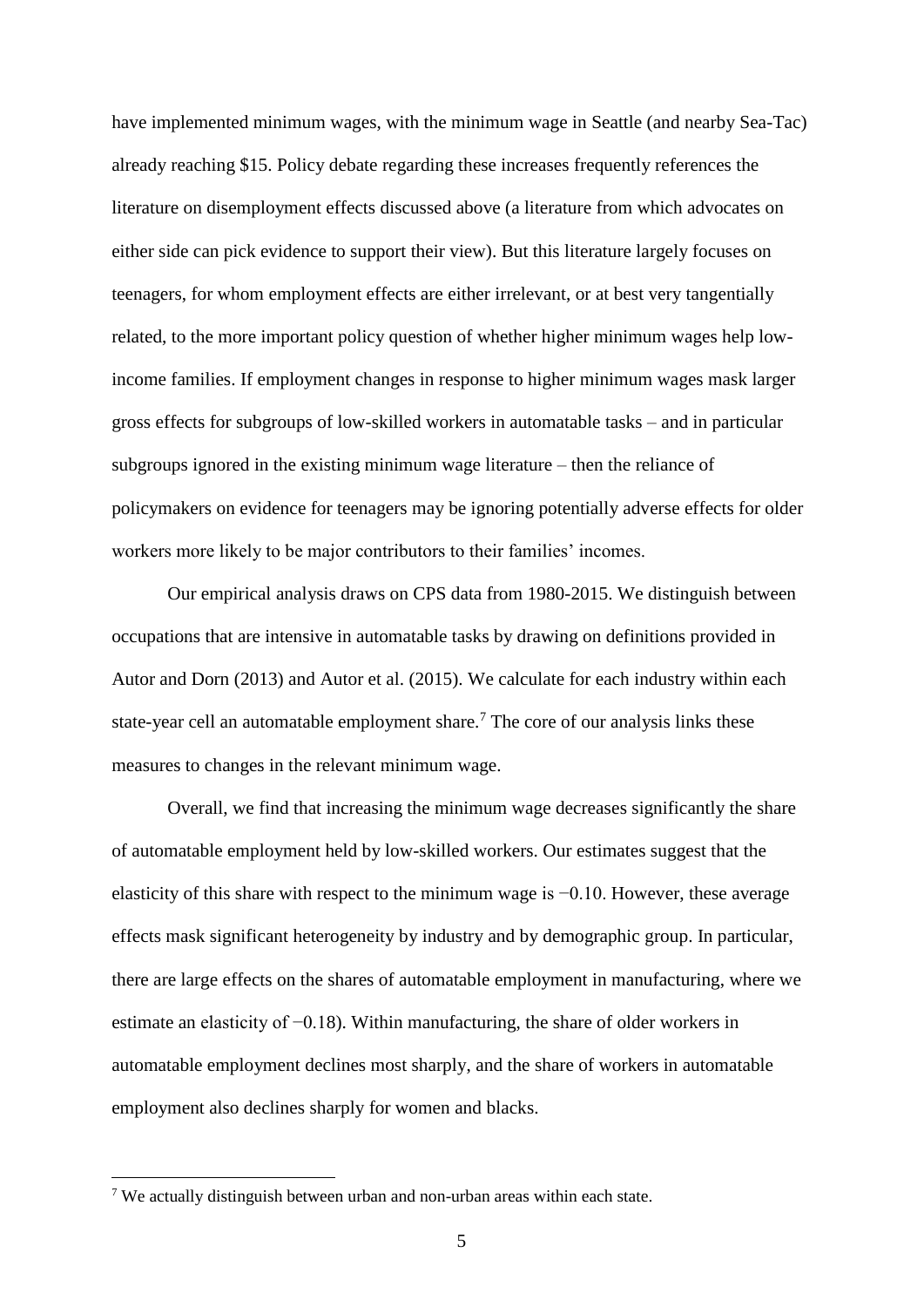have implemented minimum wages, with the minimum wage in Seattle (and nearby Sea-Tac) already reaching \$15. Policy debate regarding these increases frequently references the literature on disemployment effects discussed above (a literature from which advocates on either side can pick evidence to support their view). But this literature largely focuses on teenagers, for whom employment effects are either irrelevant, or at best very tangentially related, to the more important policy question of whether higher minimum wages help low-income families. If employment changes in response to higher minimum wages mask larger gross effects for subgroups of low-skilled workers in automatable tasks – and in particular subgroups ignored in the existing minimum wage literature – then the reliance of policymakers on evidence for teenagers may be ignoring potentially adverse effects for older workers more likely to be major contributors to their families' incomes.

Our empirical analysis draws on CPS data from 1980-2015. We distinguish between occupations that are intensive in automatable tasks by drawing on definitions provided in Autor and Dorn (2013) and Autor et al. (2015). We calculate for each industry within each state-year cell an automatable employment share.[7] The core of our analysis links these measures to changes in the relevant minimum wage.

Overall, we find that increasing the minimum wage decreases significantly the share of automatable employment held by low-skilled workers. Our estimates suggest that the elasticity of this share with respect to the minimum wage is −0.10. However, these average effects mask significant heterogeneity by industry and by demographic group. In particular, there are large effects on the shares of automatable employment in manufacturing, where we estimate an elasticity of −0.18). Within manufacturing, the share of older workers in automatable employment declines most sharply, and the share of workers in automatable employment also declines sharply for women and blacks.

[7] We actually distinguish between urban and non-urban areas within each state.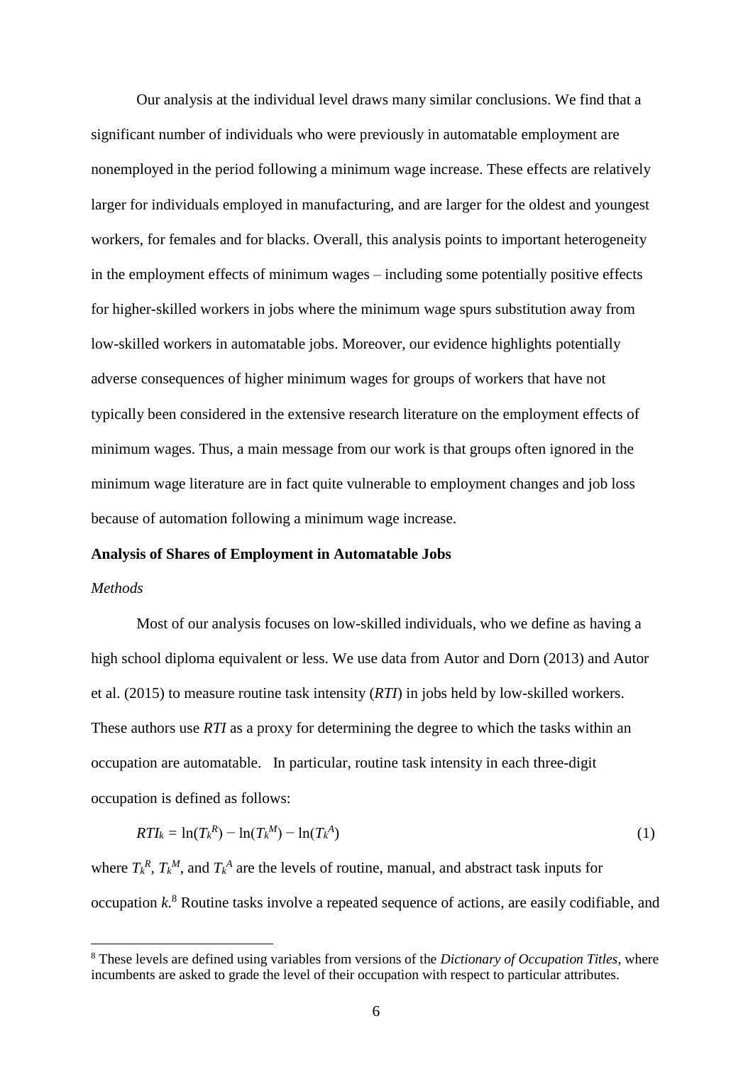Our analysis at the individual level draws many similar conclusions. We find that a significant number of individuals who were previously in automatable employment are nonemployed in the period following a minimum wage increase. These effects are relatively larger for individuals employed in manufacturing, and are larger for the oldest and youngest workers, for females and for blacks. Overall, this analysis points to important heterogeneity in the employment effects of minimum wages – including some potentially positive effects for higher-skilled workers in jobs where the minimum wage spurs substitution away from low-skilled workers in automatable jobs. Moreover, our evidence highlights potentially adverse consequences of higher minimum wages for groups of workers that have not typically been considered in the extensive research literature on the employment effects of minimum wages. Thus, a main message from our work is that groups often ignored in the minimum wage literature are in fact quite vulnerable to employment changes and job loss because of automation following a minimum wage increase.

## Analysis of Shares of Employment in Automatable Jobs

### *Methods*

Most of our analysis focuses on low-skilled individuals, who we define as having a high school diploma equivalent or less. We use data from Autor and Dorn (2013) and Autor et al. (2015) to measure routine task intensity (*RTI*) in jobs held by low-skilled workers. These authors use *RTI* as a proxy for determining the degree to which the tasks within an occupation are automatable. In particular, routine task intensity in each three-digit occupation is defined as follows:

$$RTI_k = \ln(T_k^R) - \ln(T_k^M) - \ln(T_k^A) \tag{1}$$

where $T_k^R$, $T_k^M$, and $T_k^A$ are the levels of routine, manual, and abstract task inputs for occupation $k$.[8] Routine tasks involve a repeated sequence of actions, are easily codifiable, and

[8] These levels are defined using variables from versions of the *Dictionary of Occupation Titles*, where incumbents are asked to grade the level of their occupation with respect to particular attributes.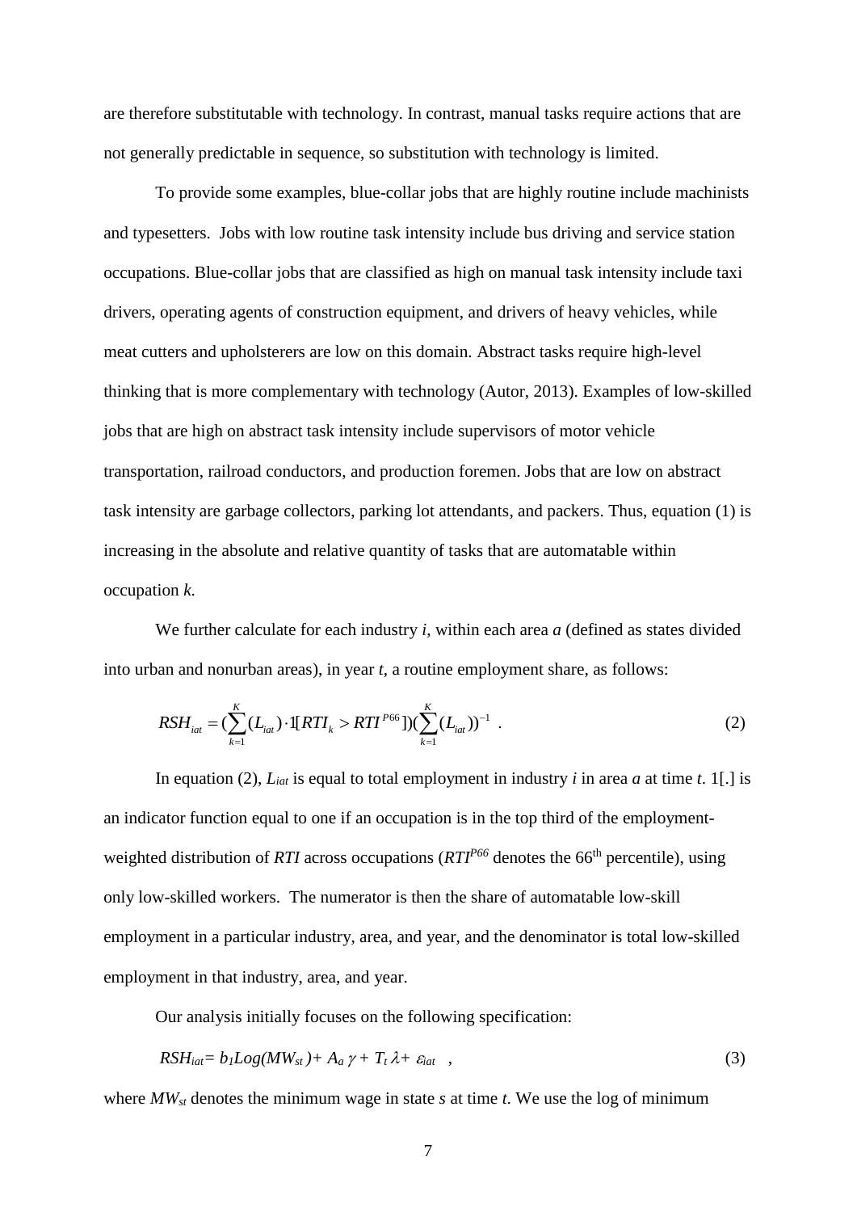are therefore substitutable with technology. In contrast, manual tasks require actions that are not generally predictable in sequence, so substitution with technology is limited.

To provide some examples, blue-collar jobs that are highly routine include machinists and typesetters. Jobs with low routine task intensity include bus driving and service station occupations. Blue-collar jobs that are classified as high on manual task intensity include taxi drivers, operating agents of construction equipment, and drivers of heavy vehicles, while meat cutters and upholsterers are low on this domain. Abstract tasks require high-level thinking that is more complementary with technology (Autor, 2013). Examples of low-skilled jobs that are high on abstract task intensity include supervisors of motor vehicle transportation, railroad conductors, and production foremen. Jobs that are low on abstract task intensity are garbage collectors, parking lot attendants, and packers. Thus, equation (1) is increasing in the absolute and relative quantity of tasks that are automatable within occupation $k$.

We further calculate for each industry $i$, within each area $a$ (defined as states divided into urban and nonurban areas), in year $t$, a routine employment share, as follows:

$$RSH_{iat} = \left(\sum_{k=1}^{K}(L_{iat}) \cdot 1[RTI_k > RTI^{P66}]\right)\left(\sum_{k=1}^{K}(L_{iat})\right)^{-1} \quad . \tag{2}$$

In equation (2), $L_{iat}$ is equal to total employment in industry $i$ in area $a$ at time $t$. 1[.] is an indicator function equal to one if an occupation is in the top third of the employment-weighted distribution of $RTI$ across occupations ($RTI^{P66}$ denotes the 66th percentile), using only low-skilled workers. The numerator is then the share of automatable low-skill employment in a particular industry, area, and year, and the denominator is total low-skilled employment in that industry, area, and year.

Our analysis initially focuses on the following specification:

$$RSH_{iat} = b_1 Log(MW_{st}) + A_a \gamma + T_t \lambda + \varepsilon_{iat} \quad , \tag{3}$$

where $MW_{st}$ denotes the minimum wage in state $s$ at time $t$. We use the log of minimum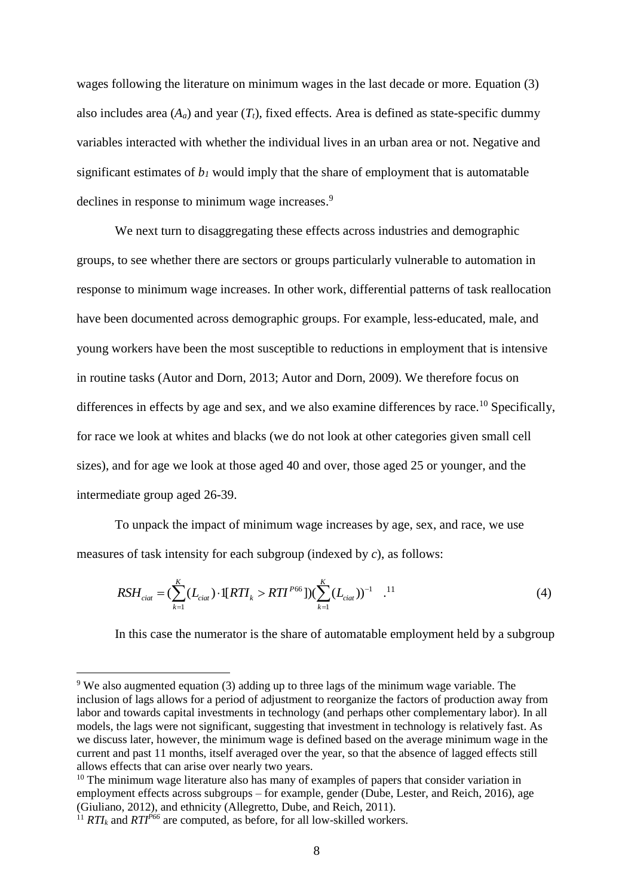wages following the literature on minimum wages in the last decade or more. Equation (3) also includes area ($A_a$) and year ($T_t$), fixed effects. Area is defined as state-specific dummy variables interacted with whether the individual lives in an urban area or not. Negative and significant estimates of $b_1$ would imply that the share of employment that is automatable declines in response to minimum wage increases.[9]

We next turn to disaggregating these effects across industries and demographic groups, to see whether there are sectors or groups particularly vulnerable to automation in response to minimum wage increases. In other work, differential patterns of task reallocation have been documented across demographic groups. For example, less-educated, male, and young workers have been the most susceptible to reductions in employment that is intensive in routine tasks (Autor and Dorn, 2013; Autor and Dorn, 2009). We therefore focus on differences in effects by age and sex, and we also examine differences by race.[10] Specifically, for race we look at whites and blacks (we do not look at other categories given small cell sizes), and for age we look at those aged 40 and over, those aged 25 or younger, and the intermediate group aged 26-39.

To unpack the impact of minimum wage increases by age, sex, and race, we use measures of task intensity for each subgroup (indexed by $c$), as follows:

$$RSH_{ciat} = (\sum_{k=1}^{K}(L_{ciat}) \cdot 1[RTI_k > RTI^{P66}])(\sum_{k=1}^{K}(L_{ciat}))^{-1} \quad .^{11} \tag{4}$$

In this case the numerator is the share of automatable employment held by a subgroup

[9] We also augmented equation (3) adding up to three lags of the minimum wage variable. The inclusion of lags allows for a period of adjustment to reorganize the factors of production away from labor and towards capital investments in technology (and perhaps other complementary labor). In all models, the lags were not significant, suggesting that investment in technology is relatively fast. As we discuss later, however, the minimum wage is defined based on the average minimum wage in the current and past 11 months, itself averaged over the year, so that the absence of lagged effects still allows effects that can arise over nearly two years.

[10] The minimum wage literature also has many of examples of papers that consider variation in employment effects across subgroups – for example, gender (Dube, Lester, and Reich, 2016), age (Giuliano, 2012), and ethnicity (Allegretto, Dube, and Reich, 2011).

[11] $RTI_k$ and $RTI^{P66}$ are computed, as before, for all low-skilled workers.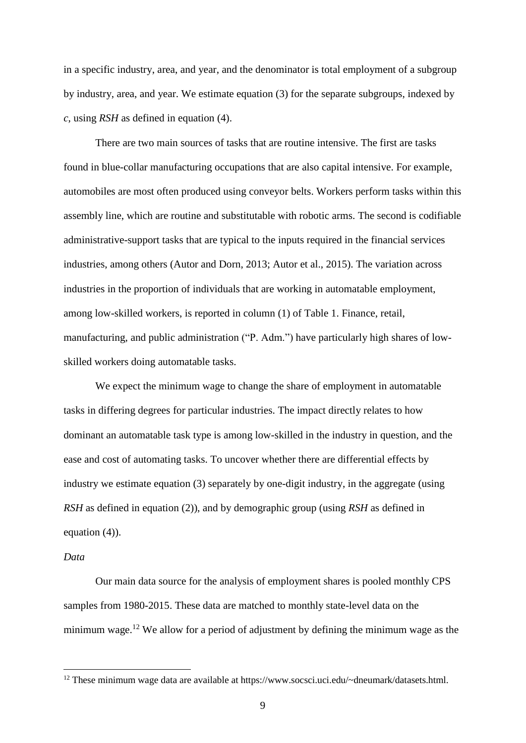in a specific industry, area, and year, and the denominator is total employment of a subgroup by industry, area, and year. We estimate equation (3) for the separate subgroups, indexed by *c*, using *RSH* as defined in equation (4).

There are two main sources of tasks that are routine intensive. The first are tasks found in blue-collar manufacturing occupations that are also capital intensive. For example, automobiles are most often produced using conveyor belts. Workers perform tasks within this assembly line, which are routine and substitutable with robotic arms. The second is codifiable administrative-support tasks that are typical to the inputs required in the financial services industries, among others (Autor and Dorn, 2013; Autor et al., 2015). The variation across industries in the proportion of individuals that are working in automatable employment, among low-skilled workers, is reported in column (1) of Table 1. Finance, retail, manufacturing, and public administration ("P. Adm.") have particularly high shares of low-skilled workers doing automatable tasks.

We expect the minimum wage to change the share of employment in automatable tasks in differing degrees for particular industries. The impact directly relates to how dominant an automatable task type is among low-skilled in the industry in question, and the ease and cost of automating tasks. To uncover whether there are differential effects by industry we estimate equation (3) separately by one-digit industry, in the aggregate (using *RSH* as defined in equation (2)), and by demographic group (using *RSH* as defined in equation (4)).

*Data*

Our main data source for the analysis of employment shares is pooled monthly CPS samples from 1980-2015. These data are matched to monthly state-level data on the minimum wage.[12] We allow for a period of adjustment by defining the minimum wage as the

[12] These minimum wage data are available at https://www.socsci.uci.edu/~dneumark/datasets.html.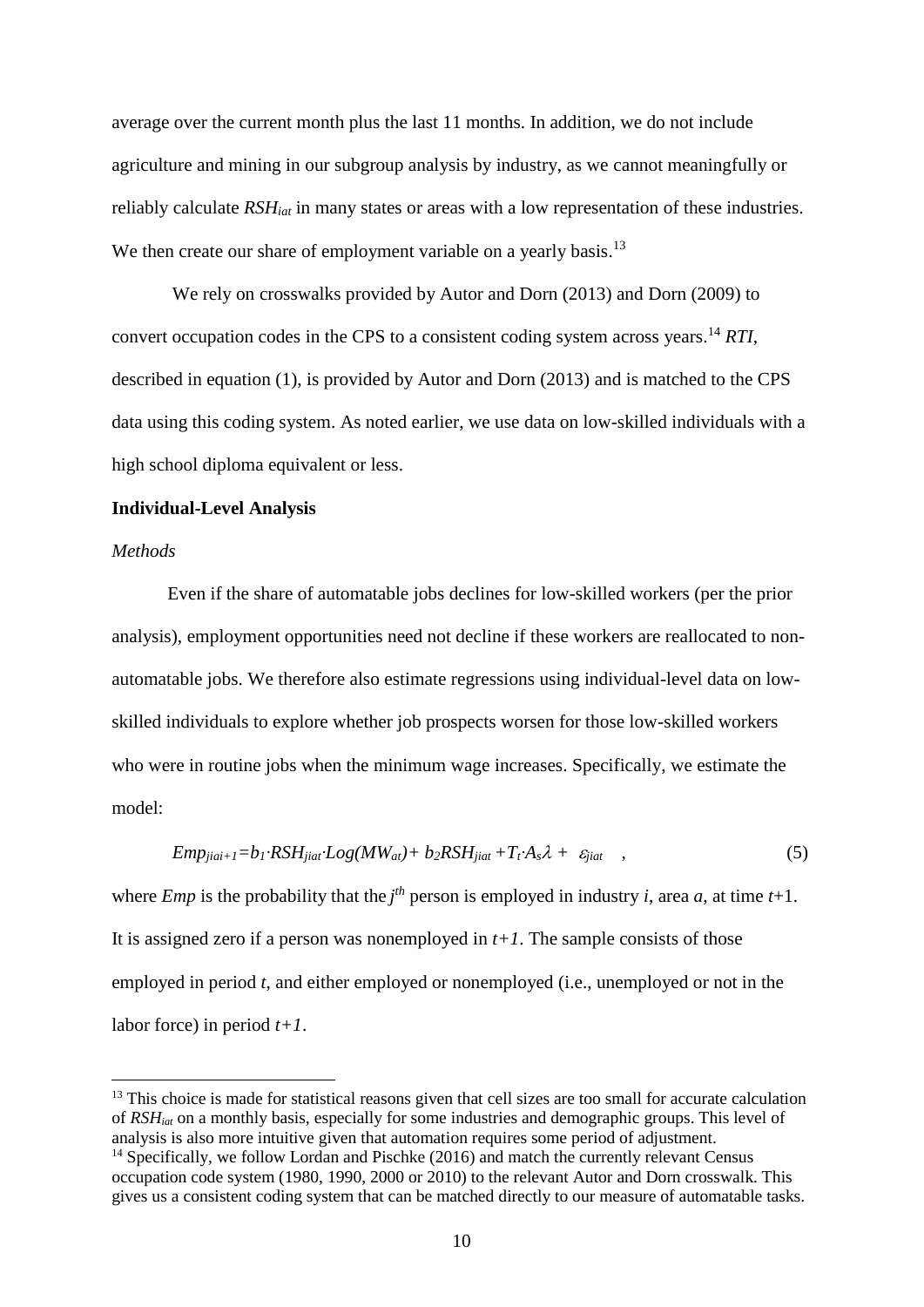average over the current month plus the last 11 months. In addition, we do not include agriculture and mining in our subgroup analysis by industry, as we cannot meaningfully or reliably calculate $RSH_{iat}$ in many states or areas with a low representation of these industries. We then create our share of employment variable on a yearly basis.[13]

We rely on crosswalks provided by Autor and Dorn (2013) and Dorn (2009) to convert occupation codes in the CPS to a consistent coding system across years.[14] *RTI*, described in equation (1), is provided by Autor and Dorn (2013) and is matched to the CPS data using this coding system. As noted earlier, we use data on low-skilled individuals with a high school diploma equivalent or less.

**Individual-Level Analysis**

*Methods*

Even if the share of automatable jobs declines for low-skilled workers (per the prior analysis), employment opportunities need not decline if these workers are reallocated to non-automatable jobs. We therefore also estimate regressions using individual-level data on low-skilled individuals to explore whether job prospects worsen for those low-skilled workers who were in routine jobs when the minimum wage increases. Specifically, we estimate the model:

$$Emp_{jiai+1}=b_1 \cdot RSH_{jiat} \cdot Log(MW_{at})+ b_2 RSH_{jiat} +T_t \cdot A_s \lambda + \varepsilon_{jiat} \quad , \tag{5}$$

where *Emp* is the probability that the $j^{th}$ person is employed in industry $i$, area $a$, at time $t$+1. It is assigned zero if a person was nonemployed in $t+1$. The sample consists of those employed in period $t$, and either employed or nonemployed (i.e., unemployed or not in the labor force) in period $t+1$.

---

[13] This choice is made for statistical reasons given that cell sizes are too small for accurate calculation of $RSH_{iat}$ on a monthly basis, especially for some industries and demographic groups. This level of analysis is also more intuitive given that automation requires some period of adjustment.

[14] Specifically, we follow Lordan and Pischke (2016) and match the currently relevant Census occupation code system (1980, 1990, 2000 or 2010) to the relevant Autor and Dorn crosswalk. This gives us a consistent coding system that can be matched directly to our measure of automatable tasks.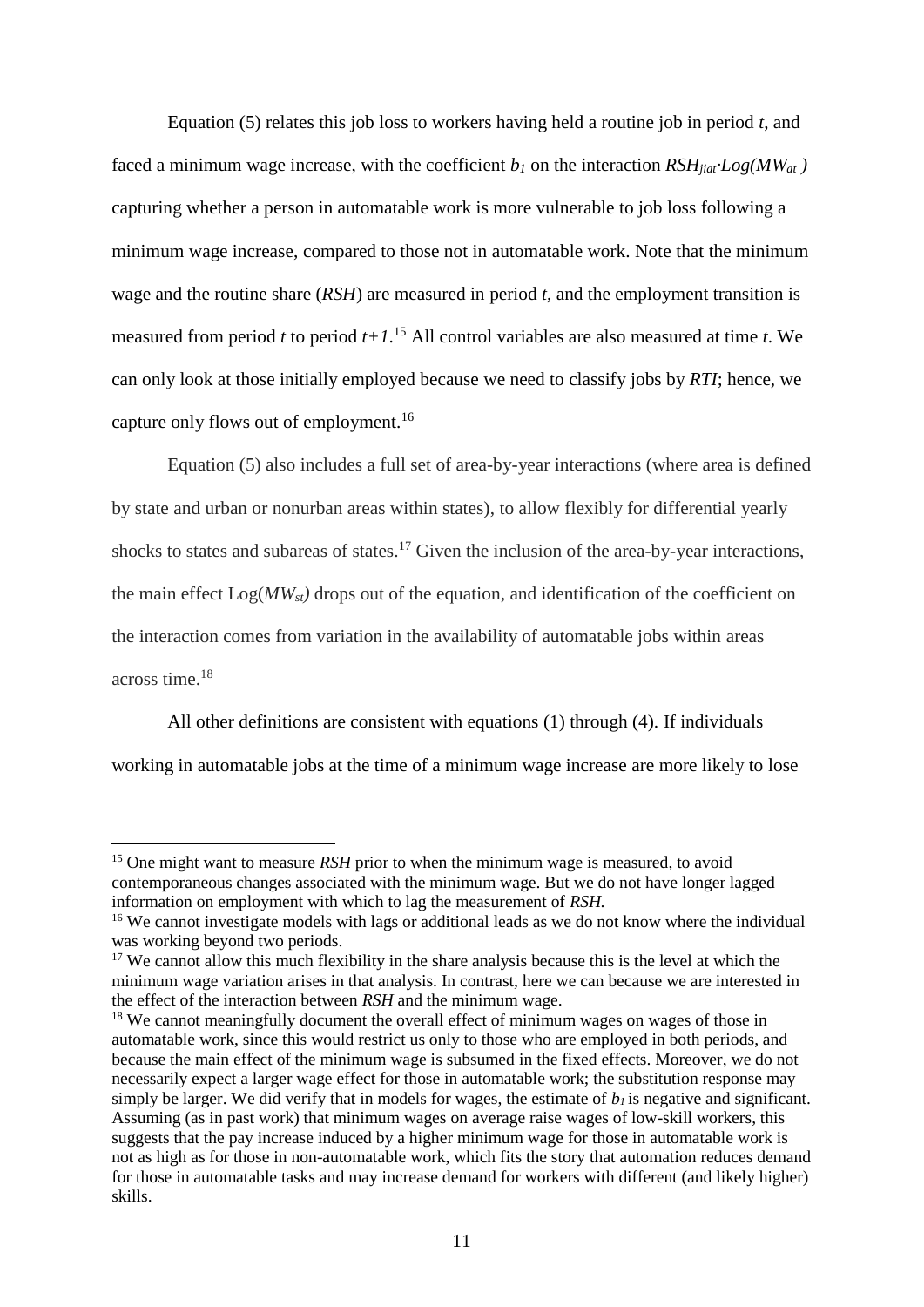Equation (5) relates this job loss to workers having held a routine job in period *t*, and faced a minimum wage increase, with the coefficient $b_1$ on the interaction $RSH_{jiat} \cdot Log(MW_{at})$ capturing whether a person in automatable work is more vulnerable to job loss following a minimum wage increase, compared to those not in automatable work. Note that the minimum wage and the routine share (*RSH*) are measured in period *t*, and the employment transition is measured from period *t* to period *t+1*.[15] All control variables are also measured at time *t*. We can only look at those initially employed because we need to classify jobs by *RTI*; hence, we capture only flows out of employment.[16]

Equation (5) also includes a full set of area-by-year interactions (where area is defined by state and urban or nonurban areas within states), to allow flexibly for differential yearly shocks to states and subareas of states.[17] Given the inclusion of the area-by-year interactions, the main effect $Log(MW_{st})$ drops out of the equation, and identification of the coefficient on the interaction comes from variation in the availability of automatable jobs within areas across time.[18]

All other definitions are consistent with equations (1) through (4). If individuals working in automatable jobs at the time of a minimum wage increase are more likely to lose

---

[15] One might want to measure *RSH* prior to when the minimum wage is measured, to avoid contemporaneous changes associated with the minimum wage. But we do not have longer lagged information on employment with which to lag the measurement of *RSH.*

[16] We cannot investigate models with lags or additional leads as we do not know where the individual was working beyond two periods.

[17] We cannot allow this much flexibility in the share analysis because this is the level at which the minimum wage variation arises in that analysis. In contrast, here we can because we are interested in the effect of the interaction between *RSH* and the minimum wage.

[18] We cannot meaningfully document the overall effect of minimum wages on wages of those in automatable work, since this would restrict us only to those who are employed in both periods, and because the main effect of the minimum wage is subsumed in the fixed effects. Moreover, we do not necessarily expect a larger wage effect for those in automatable work; the substitution response may simply be larger. We did verify that in models for wages, the estimate of $b_1$ is negative and significant. Assuming (as in past work) that minimum wages on average raise wages of low-skill workers, this suggests that the pay increase induced by a higher minimum wage for those in automatable work is not as high as for those in non-automatable work, which fits the story that automation reduces demand for those in automatable tasks and may increase demand for workers with different (and likely higher) skills.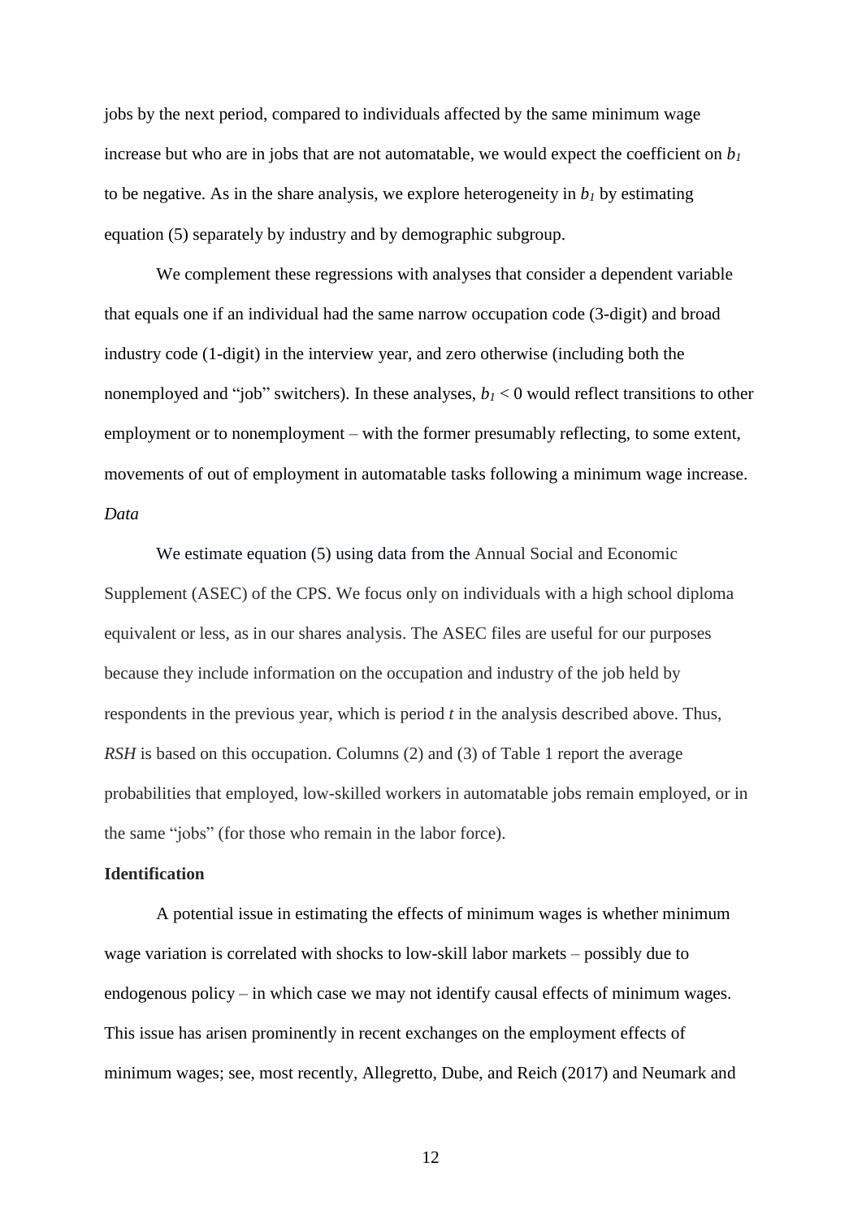jobs by the next period, compared to individuals affected by the same minimum wage increase but who are in jobs that are not automatable, we would expect the coefficient on $b_1$ to be negative. As in the share analysis, we explore heterogeneity in $b_1$ by estimating equation (5) separately by industry and by demographic subgroup.

We complement these regressions with analyses that consider a dependent variable that equals one if an individual had the same narrow occupation code (3-digit) and broad industry code (1-digit) in the interview year, and zero otherwise (including both the nonemployed and "job" switchers). In these analyses, $b_1 < 0$ would reflect transitions to other employment or to nonemployment – with the former presumably reflecting, to some extent, movements of out of employment in automatable tasks following a minimum wage increase.

*Data*

We estimate equation (5) using data from the Annual Social and Economic Supplement (ASEC) of the CPS. We focus only on individuals with a high school diploma equivalent or less, as in our shares analysis. The ASEC files are useful for our purposes because they include information on the occupation and industry of the job held by respondents in the previous year, which is period *t* in the analysis described above. Thus, *RSH* is based on this occupation. Columns (2) and (3) of Table 1 report the average probabilities that employed, low-skilled workers in automatable jobs remain employed, or in the same "jobs" (for those who remain in the labor force).

**Identification**

A potential issue in estimating the effects of minimum wages is whether minimum wage variation is correlated with shocks to low-skill labor markets – possibly due to endogenous policy – in which case we may not identify causal effects of minimum wages. This issue has arisen prominently in recent exchanges on the employment effects of minimum wages; see, most recently, Allegretto, Dube, and Reich (2017) and Neumark and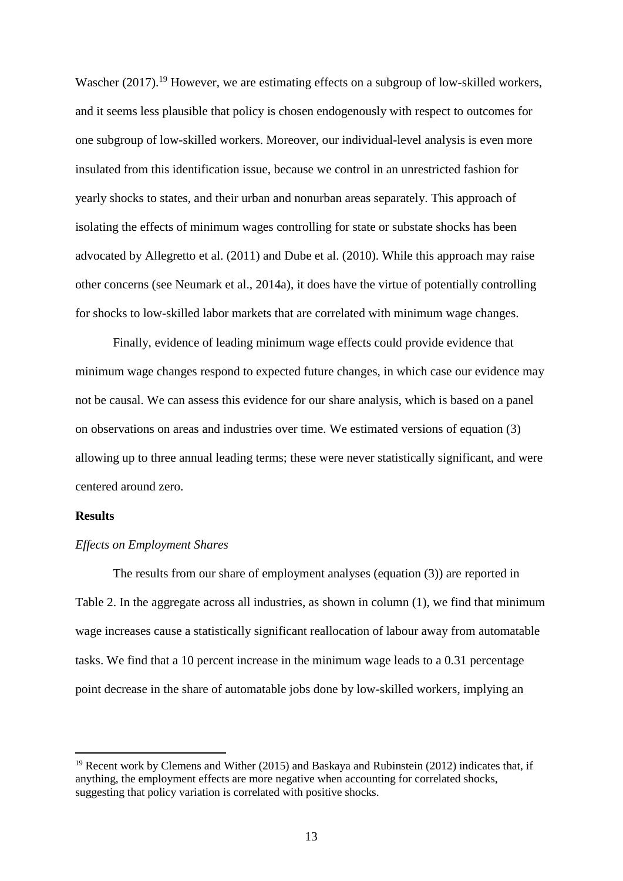Wascher (2017).[19] However, we are estimating effects on a subgroup of low-skilled workers, and it seems less plausible that policy is chosen endogenously with respect to outcomes for one subgroup of low-skilled workers. Moreover, our individual-level analysis is even more insulated from this identification issue, because we control in an unrestricted fashion for yearly shocks to states, and their urban and nonurban areas separately. This approach of isolating the effects of minimum wages controlling for state or substate shocks has been advocated by Allegretto et al. (2011) and Dube et al. (2010). While this approach may raise other concerns (see Neumark et al., 2014a), it does have the virtue of potentially controlling for shocks to low-skilled labor markets that are correlated with minimum wage changes.

Finally, evidence of leading minimum wage effects could provide evidence that minimum wage changes respond to expected future changes, in which case our evidence may not be causal. We can assess this evidence for our share analysis, which is based on a panel on observations on areas and industries over time. We estimated versions of equation (3) allowing up to three annual leading terms; these were never statistically significant, and were centered around zero.

**Results**

*Effects on Employment Shares*

The results from our share of employment analyses (equation (3)) are reported in Table 2. In the aggregate across all industries, as shown in column (1), we find that minimum wage increases cause a statistically significant reallocation of labour away from automatable tasks. We find that a 10 percent increase in the minimum wage leads to a 0.31 percentage point decrease in the share of automatable jobs done by low-skilled workers, implying an

[19] Recent work by Clemens and Wither (2015) and Baskaya and Rubinstein (2012) indicates that, if anything, the employment effects are more negative when accounting for correlated shocks, suggesting that policy variation is correlated with positive shocks.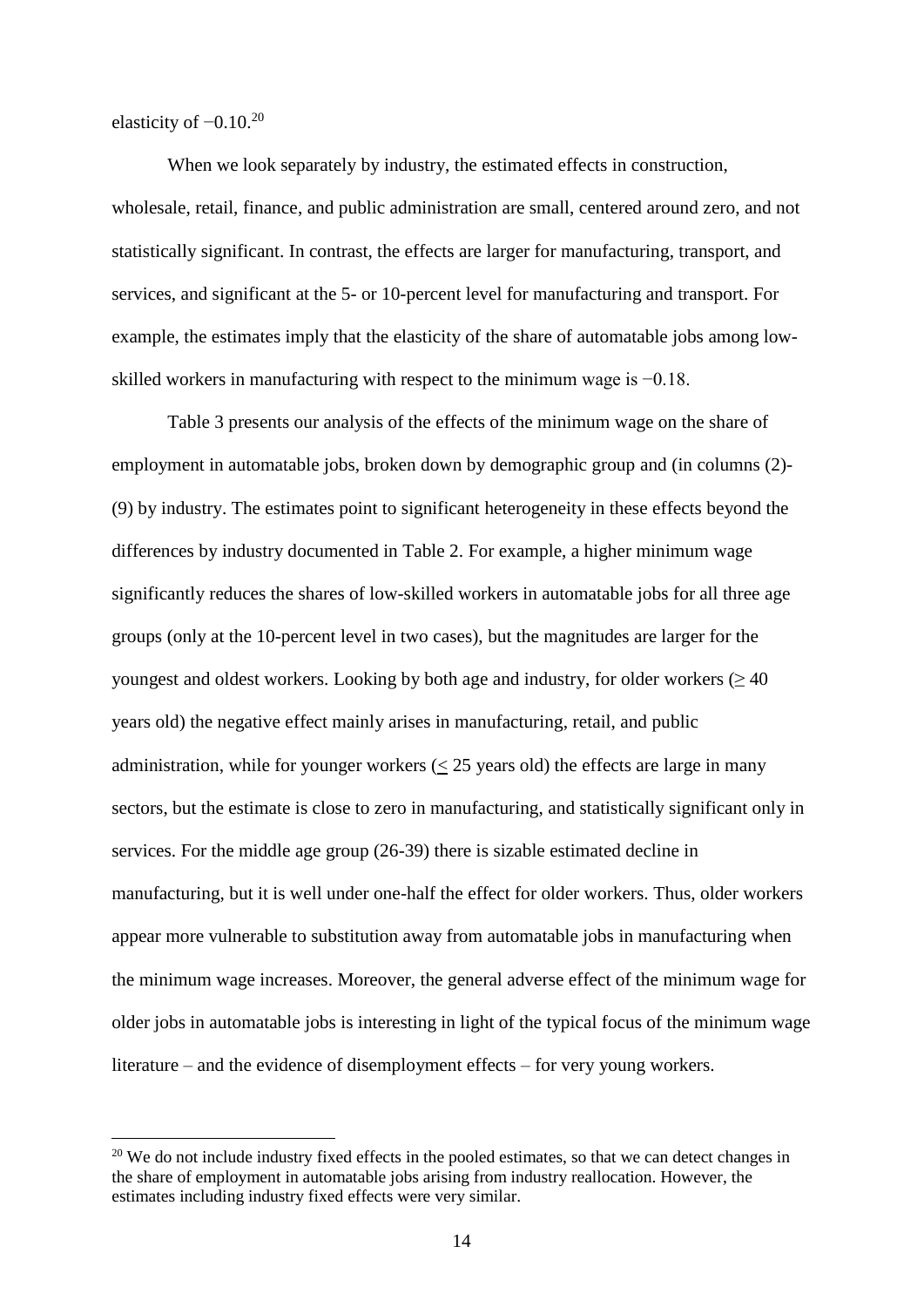elasticity of −0.10.[20]

When we look separately by industry, the estimated effects in construction, wholesale, retail, finance, and public administration are small, centered around zero, and not statistically significant. In contrast, the effects are larger for manufacturing, transport, and services, and significant at the 5- or 10-percent level for manufacturing and transport. For example, the estimates imply that the elasticity of the share of automatable jobs among low-skilled workers in manufacturing with respect to the minimum wage is −0.18.

Table 3 presents our analysis of the effects of the minimum wage on the share of employment in automatable jobs, broken down by demographic group and (in columns (2)-(9) by industry. The estimates point to significant heterogeneity in these effects beyond the differences by industry documented in Table 2. For example, a higher minimum wage significantly reduces the shares of low-skilled workers in automatable jobs for all three age groups (only at the 10-percent level in two cases), but the magnitudes are larger for the youngest and oldest workers. Looking by both age and industry, for older workers (≥ 40 years old) the negative effect mainly arises in manufacturing, retail, and public administration, while for younger workers (≤ 25 years old) the effects are large in many sectors, but the estimate is close to zero in manufacturing, and statistically significant only in services. For the middle age group (26-39) there is sizable estimated decline in manufacturing, but it is well under one-half the effect for older workers. Thus, older workers appear more vulnerable to substitution away from automatable jobs in manufacturing when the minimum wage increases. Moreover, the general adverse effect of the minimum wage for older jobs in automatable jobs is interesting in light of the typical focus of the minimum wage literature – and the evidence of disemployment effects – for very young workers.

[20] We do not include industry fixed effects in the pooled estimates, so that we can detect changes in the share of employment in automatable jobs arising from industry reallocation. However, the estimates including industry fixed effects were very similar.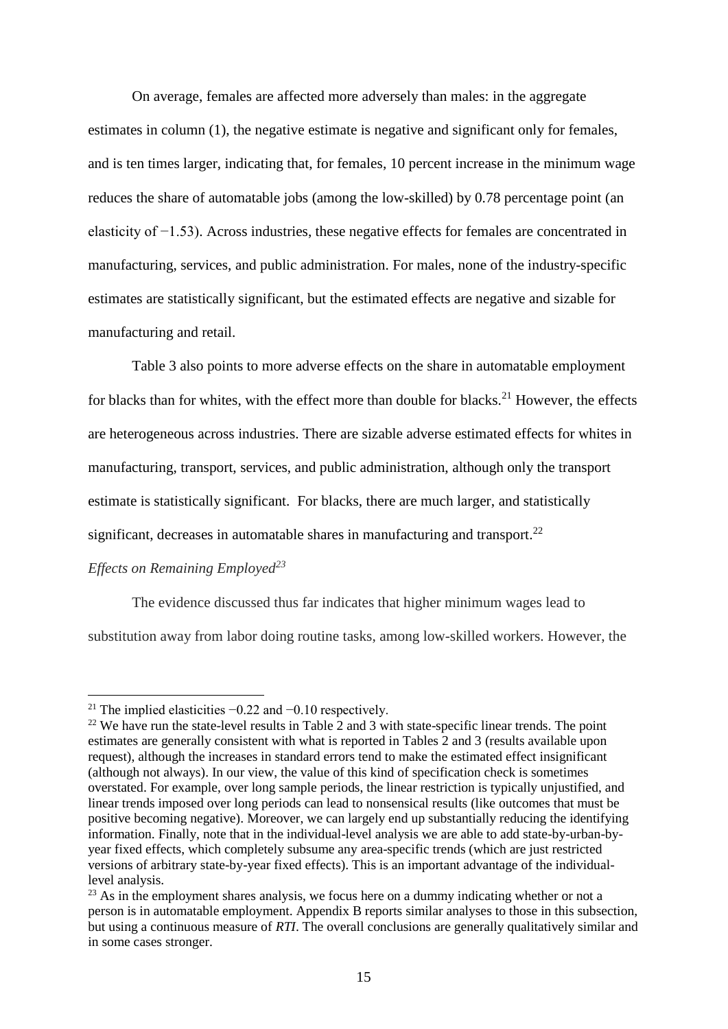On average, females are affected more adversely than males: in the aggregate estimates in column (1), the negative estimate is negative and significant only for females, and is ten times larger, indicating that, for females, 10 percent increase in the minimum wage reduces the share of automatable jobs (among the low-skilled) by 0.78 percentage point (an elasticity of −1.53). Across industries, these negative effects for females are concentrated in manufacturing, services, and public administration. For males, none of the industry-specific estimates are statistically significant, but the estimated effects are negative and sizable for manufacturing and retail.

Table 3 also points to more adverse effects on the share in automatable employment for blacks than for whites, with the effect more than double for blacks.[21] However, the effects are heterogeneous across industries. There are sizable adverse estimated effects for whites in manufacturing, transport, services, and public administration, although only the transport estimate is statistically significant. For blacks, there are much larger, and statistically significant, decreases in automatable shares in manufacturing and transport.[22]

*Effects on Remaining Employed*[23]

The evidence discussed thus far indicates that higher minimum wages lead to substitution away from labor doing routine tasks, among low-skilled workers. However, the

---

[21] The implied elasticities −0.22 and −0.10 respectively.

[22] We have run the state-level results in Table 2 and 3 with state-specific linear trends. The point estimates are generally consistent with what is reported in Tables 2 and 3 (results available upon request), although the increases in standard errors tend to make the estimated effect insignificant (although not always). In our view, the value of this kind of specification check is sometimes overstated. For example, over long sample periods, the linear restriction is typically unjustified, and linear trends imposed over long periods can lead to nonsensical results (like outcomes that must be positive becoming negative). Moreover, we can largely end up substantially reducing the identifying information. Finally, note that in the individual-level analysis we are able to add state-by-urban-by-year fixed effects, which completely subsume any area-specific trends (which are just restricted versions of arbitrary state-by-year fixed effects). This is an important advantage of the individual-level analysis.

[23] As in the employment shares analysis, we focus here on a dummy indicating whether or not a person is in automatable employment. Appendix B reports similar analyses to those in this subsection, but using a continuous measure of *RTI*. The overall conclusions are generally qualitatively similar and in some cases stronger.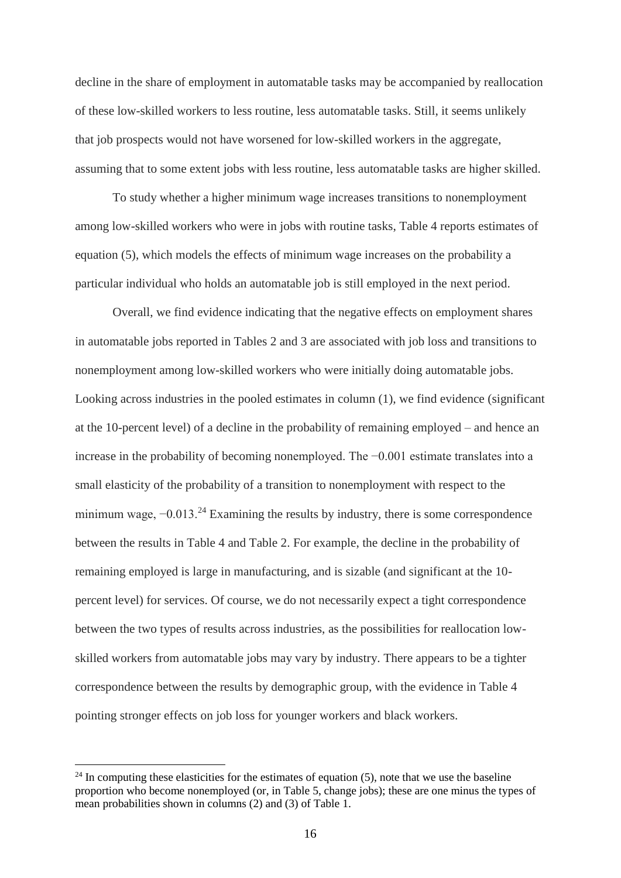decline in the share of employment in automatable tasks may be accompanied by reallocation of these low-skilled workers to less routine, less automatable tasks. Still, it seems unlikely that job prospects would not have worsened for low-skilled workers in the aggregate, assuming that to some extent jobs with less routine, less automatable tasks are higher skilled.

To study whether a higher minimum wage increases transitions to nonemployment among low-skilled workers who were in jobs with routine tasks, Table 4 reports estimates of equation (5), which models the effects of minimum wage increases on the probability a particular individual who holds an automatable job is still employed in the next period.

Overall, we find evidence indicating that the negative effects on employment shares in automatable jobs reported in Tables 2 and 3 are associated with job loss and transitions to nonemployment among low-skilled workers who were initially doing automatable jobs. Looking across industries in the pooled estimates in column (1), we find evidence (significant at the 10-percent level) of a decline in the probability of remaining employed – and hence an increase in the probability of becoming nonemployed. The −0.001 estimate translates into a small elasticity of the probability of a transition to nonemployment with respect to the minimum wage, −0.013.[24] Examining the results by industry, there is some correspondence between the results in Table 4 and Table 2. For example, the decline in the probability of remaining employed is large in manufacturing, and is sizable (and significant at the 10-percent level) for services. Of course, we do not necessarily expect a tight correspondence between the two types of results across industries, as the possibilities for reallocation low-skilled workers from automatable jobs may vary by industry. There appears to be a tighter correspondence between the results by demographic group, with the evidence in Table 4 pointing stronger effects on job loss for younger workers and black workers.

[24] In computing these elasticities for the estimates of equation (5), note that we use the baseline proportion who become nonemployed (or, in Table 5, change jobs); these are one minus the types of mean probabilities shown in columns (2) and (3) of Table 1.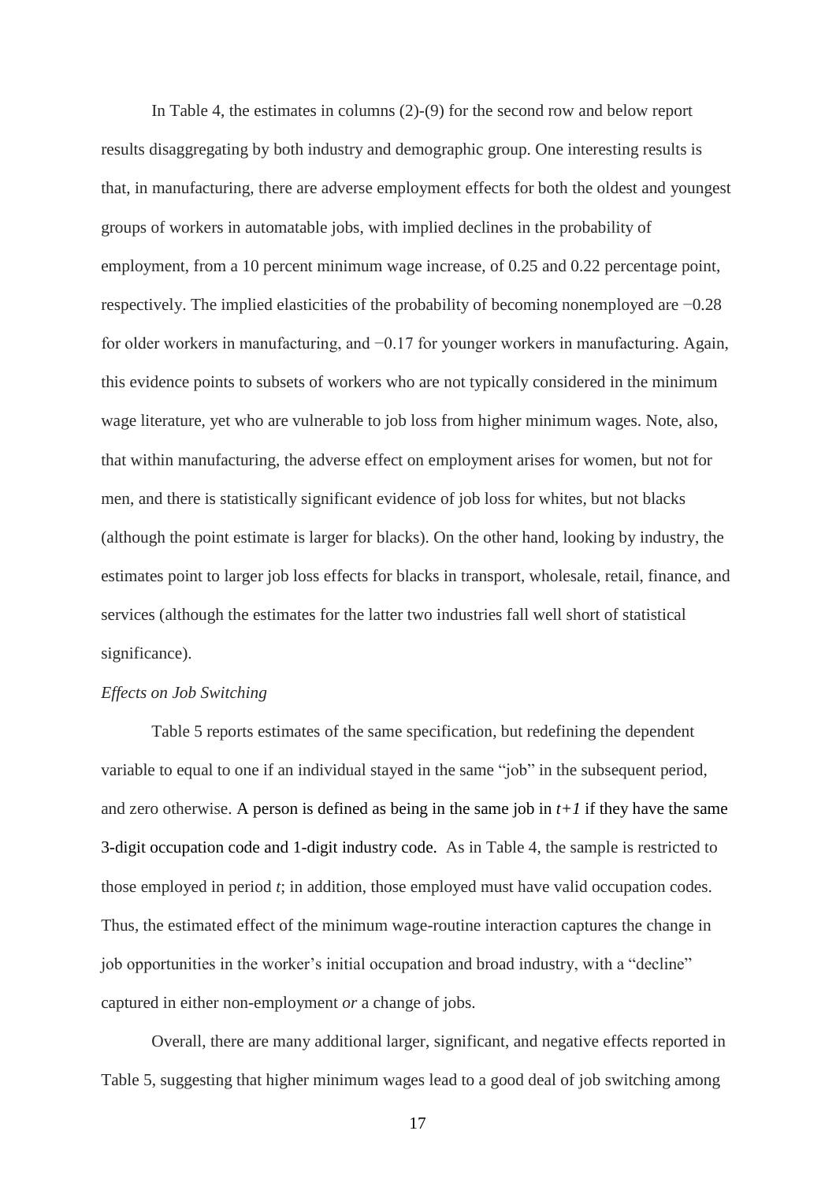In Table 4, the estimates in columns (2)-(9) for the second row and below report results disaggregating by both industry and demographic group. One interesting results is that, in manufacturing, there are adverse employment effects for both the oldest and youngest groups of workers in automatable jobs, with implied declines in the probability of employment, from a 10 percent minimum wage increase, of 0.25 and 0.22 percentage point, respectively. The implied elasticities of the probability of becoming nonemployed are −0.28 for older workers in manufacturing, and −0.17 for younger workers in manufacturing. Again, this evidence points to subsets of workers who are not typically considered in the minimum wage literature, yet who are vulnerable to job loss from higher minimum wages. Note, also, that within manufacturing, the adverse effect on employment arises for women, but not for men, and there is statistically significant evidence of job loss for whites, but not blacks (although the point estimate is larger for blacks). On the other hand, looking by industry, the estimates point to larger job loss effects for blacks in transport, wholesale, retail, finance, and services (although the estimates for the latter two industries fall well short of statistical significance).

*Effects on Job Switching*

Table 5 reports estimates of the same specification, but redefining the dependent variable to equal to one if an individual stayed in the same "job" in the subsequent period, and zero otherwise. A person is defined as being in the same job in $t+1$ if they have the same 3-digit occupation code and 1-digit industry code. As in Table 4, the sample is restricted to those employed in period $t$; in addition, those employed must have valid occupation codes. Thus, the estimated effect of the minimum wage-routine interaction captures the change in job opportunities in the worker's initial occupation and broad industry, with a "decline" captured in either non-employment *or* a change of jobs.

Overall, there are many additional larger, significant, and negative effects reported in Table 5, suggesting that higher minimum wages lead to a good deal of job switching among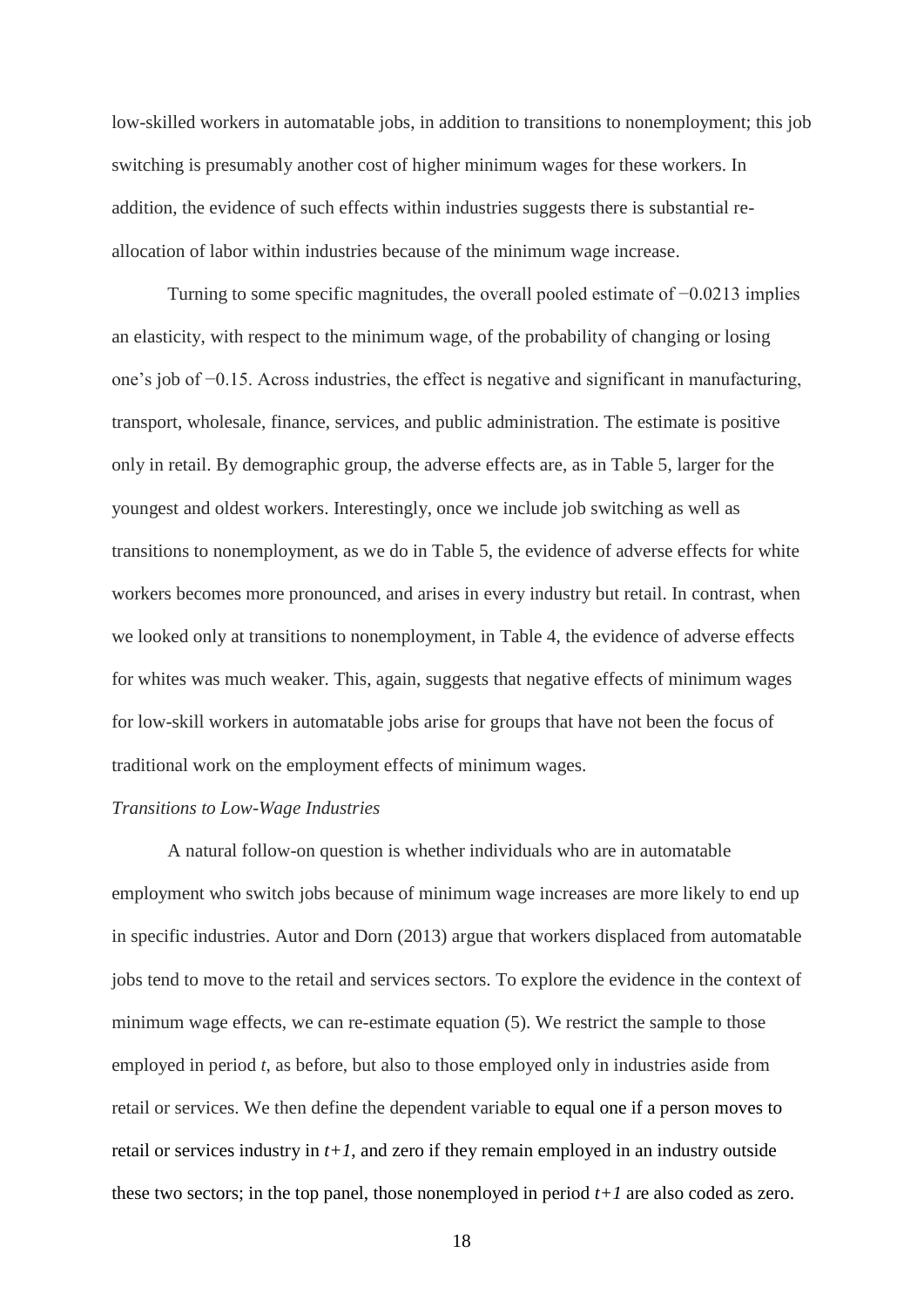low-skilled workers in automatable jobs, in addition to transitions to nonemployment; this job switching is presumably another cost of higher minimum wages for these workers. In addition, the evidence of such effects within industries suggests there is substantial re-allocation of labor within industries because of the minimum wage increase.

Turning to some specific magnitudes, the overall pooled estimate of −0.0213 implies an elasticity, with respect to the minimum wage, of the probability of changing or losing one's job of −0.15. Across industries, the effect is negative and significant in manufacturing, transport, wholesale, finance, services, and public administration. The estimate is positive only in retail. By demographic group, the adverse effects are, as in Table 5, larger for the youngest and oldest workers. Interestingly, once we include job switching as well as transitions to nonemployment, as we do in Table 5, the evidence of adverse effects for white workers becomes more pronounced, and arises in every industry but retail. In contrast, when we looked only at transitions to nonemployment, in Table 4, the evidence of adverse effects for whites was much weaker. This, again, suggests that negative effects of minimum wages for low-skill workers in automatable jobs arise for groups that have not been the focus of traditional work on the employment effects of minimum wages.

*Transitions to Low-Wage Industries*

A natural follow-on question is whether individuals who are in automatable employment who switch jobs because of minimum wage increases are more likely to end up in specific industries. Autor and Dorn (2013) argue that workers displaced from automatable jobs tend to move to the retail and services sectors. To explore the evidence in the context of minimum wage effects, we can re-estimate equation (5). We restrict the sample to those employed in period $t$, as before, but also to those employed only in industries aside from retail or services. We then define the dependent variable to equal one if a person moves to retail or services industry in $t+1$, and zero if they remain employed in an industry outside these two sectors; in the top panel, those nonemployed in period $t+1$ are also coded as zero.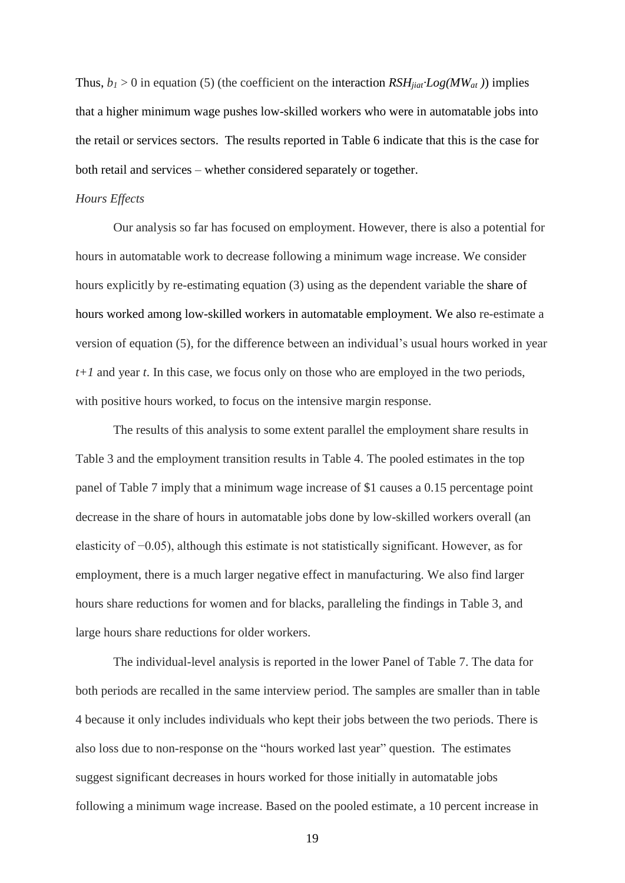Thus, $b_1 > 0$ in equation (5) (the coefficient on the interaction $RSH_{jiat} \cdot Log(MW_{at}))$ implies that a higher minimum wage pushes low-skilled workers who were in automatable jobs into the retail or services sectors. The results reported in Table 6 indicate that this is the case for both retail and services – whether considered separately or together.

*Hours Effects*

Our analysis so far has focused on employment. However, there is also a potential for hours in automatable work to decrease following a minimum wage increase. We consider hours explicitly by re-estimating equation (3) using as the dependent variable the share of hours worked among low-skilled workers in automatable employment. We also re-estimate a version of equation (5), for the difference between an individual's usual hours worked in year $t+1$ and year $t$. In this case, we focus only on those who are employed in the two periods, with positive hours worked, to focus on the intensive margin response.

The results of this analysis to some extent parallel the employment share results in Table 3 and the employment transition results in Table 4. The pooled estimates in the top panel of Table 7 imply that a minimum wage increase of \$1 causes a 0.15 percentage point decrease in the share of hours in automatable jobs done by low-skilled workers overall (an elasticity of −0.05), although this estimate is not statistically significant. However, as for employment, there is a much larger negative effect in manufacturing. We also find larger hours share reductions for women and for blacks, paralleling the findings in Table 3, and large hours share reductions for older workers.

The individual-level analysis is reported in the lower Panel of Table 7. The data for both periods are recalled in the same interview period. The samples are smaller than in table 4 because it only includes individuals who kept their jobs between the two periods. There is also loss due to non-response on the "hours worked last year" question. The estimates suggest significant decreases in hours worked for those initially in automatable jobs following a minimum wage increase. Based on the pooled estimate, a 10 percent increase in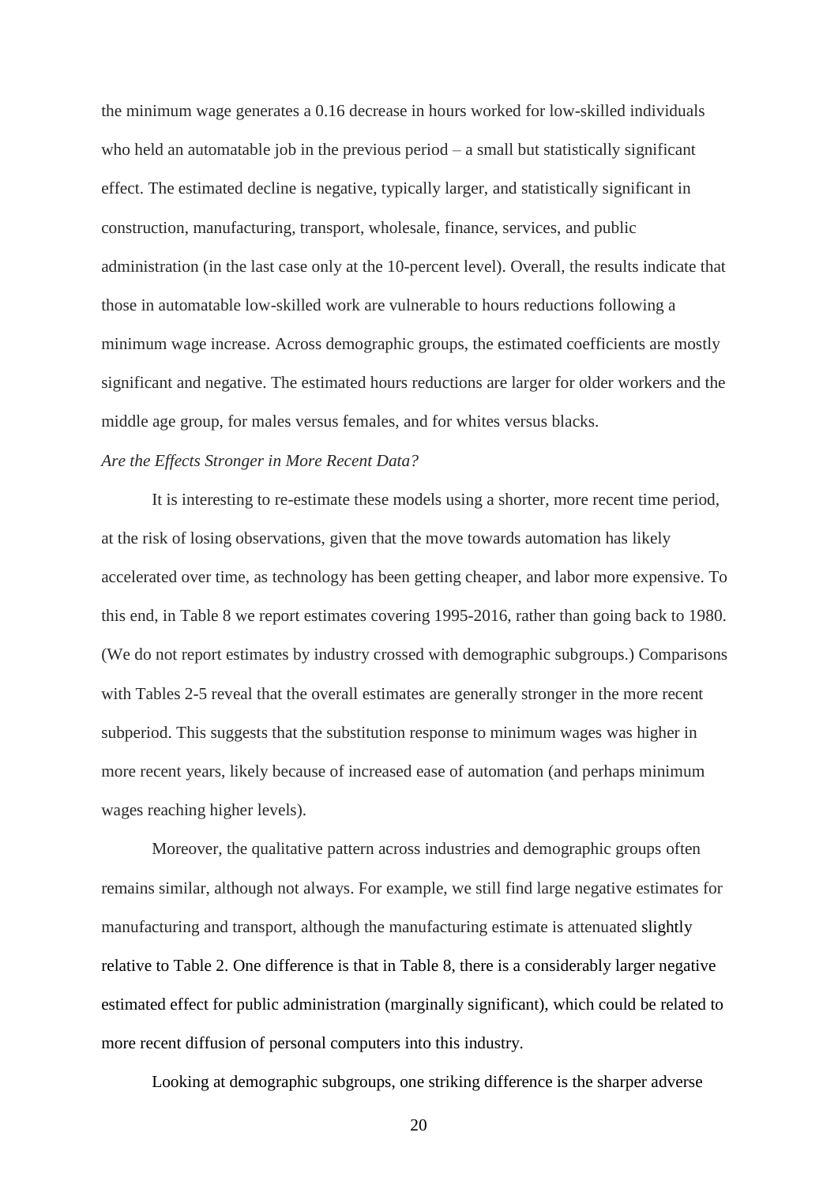the minimum wage generates a 0.16 decrease in hours worked for low-skilled individuals who held an automatable job in the previous period – a small but statistically significant effect. The estimated decline is negative, typically larger, and statistically significant in construction, manufacturing, transport, wholesale, finance, services, and public administration (in the last case only at the 10-percent level). Overall, the results indicate that those in automatable low-skilled work are vulnerable to hours reductions following a minimum wage increase. Across demographic groups, the estimated coefficients are mostly significant and negative. The estimated hours reductions are larger for older workers and the middle age group, for males versus females, and for whites versus blacks.

*Are the Effects Stronger in More Recent Data?*

It is interesting to re-estimate these models using a shorter, more recent time period, at the risk of losing observations, given that the move towards automation has likely accelerated over time, as technology has been getting cheaper, and labor more expensive. To this end, in Table 8 we report estimates covering 1995-2016, rather than going back to 1980. (We do not report estimates by industry crossed with demographic subgroups.) Comparisons with Tables 2-5 reveal that the overall estimates are generally stronger in the more recent subperiod. This suggests that the substitution response to minimum wages was higher in more recent years, likely because of increased ease of automation (and perhaps minimum wages reaching higher levels).

Moreover, the qualitative pattern across industries and demographic groups often remains similar, although not always. For example, we still find large negative estimates for manufacturing and transport, although the manufacturing estimate is attenuated slightly relative to Table 2. One difference is that in Table 8, there is a considerably larger negative estimated effect for public administration (marginally significant), which could be related to more recent diffusion of personal computers into this industry.

Looking at demographic subgroups, one striking difference is the sharper adverse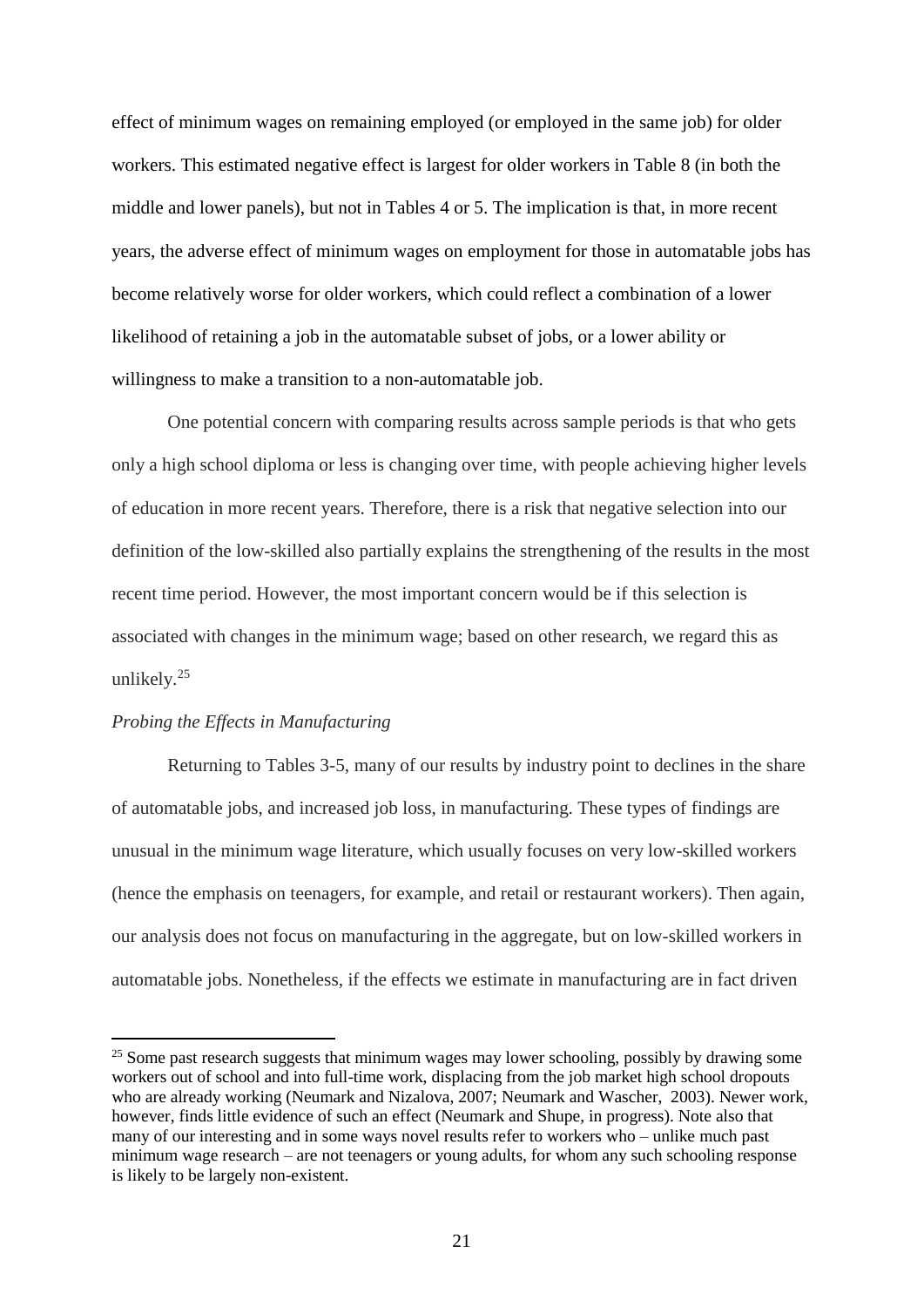effect of minimum wages on remaining employed (or employed in the same job) for older workers. This estimated negative effect is largest for older workers in Table 8 (in both the middle and lower panels), but not in Tables 4 or 5. The implication is that, in more recent years, the adverse effect of minimum wages on employment for those in automatable jobs has become relatively worse for older workers, which could reflect a combination of a lower likelihood of retaining a job in the automatable subset of jobs, or a lower ability or willingness to make a transition to a non-automatable job.

One potential concern with comparing results across sample periods is that who gets only a high school diploma or less is changing over time, with people achieving higher levels of education in more recent years. Therefore, there is a risk that negative selection into our definition of the low-skilled also partially explains the strengthening of the results in the most recent time period. However, the most important concern would be if this selection is associated with changes in the minimum wage; based on other research, we regard this as unlikely.[25]

*Probing the Effects in Manufacturing*

Returning to Tables 3-5, many of our results by industry point to declines in the share of automatable jobs, and increased job loss, in manufacturing. These types of findings are unusual in the minimum wage literature, which usually focuses on very low-skilled workers (hence the emphasis on teenagers, for example, and retail or restaurant workers). Then again, our analysis does not focus on manufacturing in the aggregate, but on low-skilled workers in automatable jobs. Nonetheless, if the effects we estimate in manufacturing are in fact driven

[25] Some past research suggests that minimum wages may lower schooling, possibly by drawing some workers out of school and into full-time work, displacing from the job market high school dropouts who are already working (Neumark and Nizalova, 2007; Neumark and Wascher, 2003). Newer work, however, finds little evidence of such an effect (Neumark and Shupe, in progress). Note also that many of our interesting and in some ways novel results refer to workers who – unlike much past minimum wage research – are not teenagers or young adults, for whom any such schooling response is likely to be largely non-existent.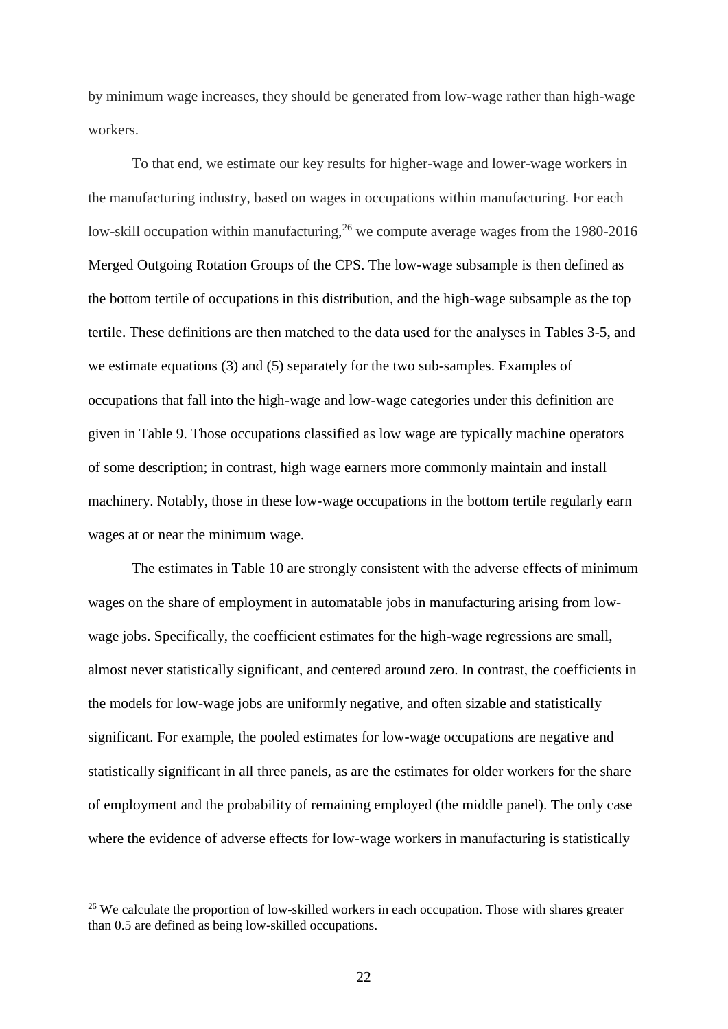by minimum wage increases, they should be generated from low-wage rather than high-wage workers.

To that end, we estimate our key results for higher-wage and lower-wage workers in the manufacturing industry, based on wages in occupations within manufacturing. For each low-skill occupation within manufacturing,[26] we compute average wages from the 1980-2016 Merged Outgoing Rotation Groups of the CPS. The low-wage subsample is then defined as the bottom tertile of occupations in this distribution, and the high-wage subsample as the top tertile. These definitions are then matched to the data used for the analyses in Tables 3-5, and we estimate equations (3) and (5) separately for the two sub-samples. Examples of occupations that fall into the high-wage and low-wage categories under this definition are given in Table 9. Those occupations classified as low wage are typically machine operators of some description; in contrast, high wage earners more commonly maintain and install machinery. Notably, those in these low-wage occupations in the bottom tertile regularly earn wages at or near the minimum wage.

The estimates in Table 10 are strongly consistent with the adverse effects of minimum wages on the share of employment in automatable jobs in manufacturing arising from low-wage jobs. Specifically, the coefficient estimates for the high-wage regressions are small, almost never statistically significant, and centered around zero. In contrast, the coefficients in the models for low-wage jobs are uniformly negative, and often sizable and statistically significant. For example, the pooled estimates for low-wage occupations are negative and statistically significant in all three panels, as are the estimates for older workers for the share of employment and the probability of remaining employed (the middle panel). The only case where the evidence of adverse effects for low-wage workers in manufacturing is statistically

[26] We calculate the proportion of low-skilled workers in each occupation. Those with shares greater than 0.5 are defined as being low-skilled occupations.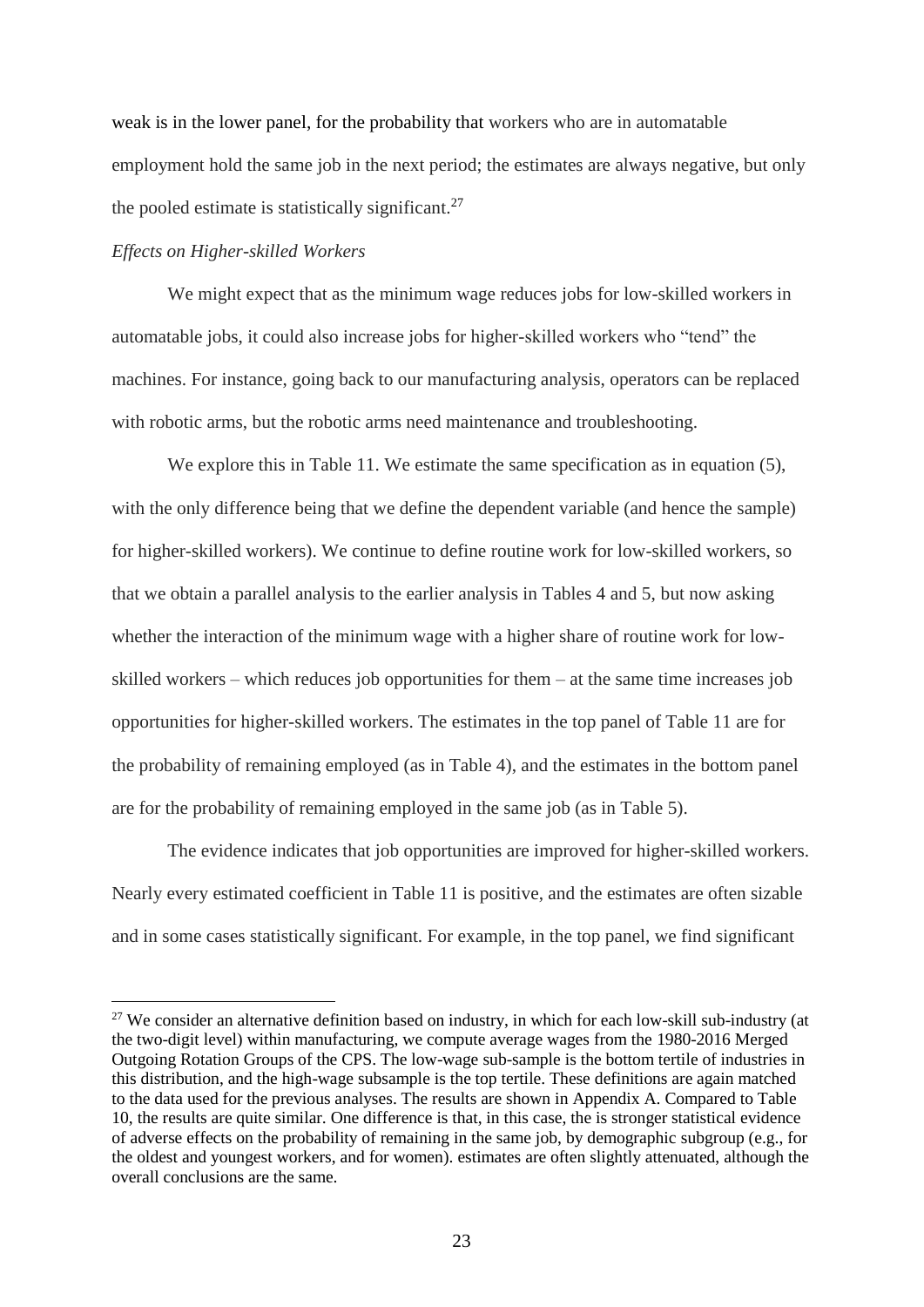weak is in the lower panel, for the probability that workers who are in automatable employment hold the same job in the next period; the estimates are always negative, but only the pooled estimate is statistically significant.[27]

*Effects on Higher-skilled Workers*

We might expect that as the minimum wage reduces jobs for low-skilled workers in automatable jobs, it could also increase jobs for higher-skilled workers who "tend" the machines. For instance, going back to our manufacturing analysis, operators can be replaced with robotic arms, but the robotic arms need maintenance and troubleshooting.

We explore this in Table 11. We estimate the same specification as in equation (5), with the only difference being that we define the dependent variable (and hence the sample) for higher-skilled workers). We continue to define routine work for low-skilled workers, so that we obtain a parallel analysis to the earlier analysis in Tables 4 and 5, but now asking whether the interaction of the minimum wage with a higher share of routine work for low-skilled workers – which reduces job opportunities for them – at the same time increases job opportunities for higher-skilled workers. The estimates in the top panel of Table 11 are for the probability of remaining employed (as in Table 4), and the estimates in the bottom panel are for the probability of remaining employed in the same job (as in Table 5).

The evidence indicates that job opportunities are improved for higher-skilled workers. Nearly every estimated coefficient in Table 11 is positive, and the estimates are often sizable and in some cases statistically significant. For example, in the top panel, we find significant

[27] We consider an alternative definition based on industry, in which for each low-skill sub-industry (at the two-digit level) within manufacturing, we compute average wages from the 1980-2016 Merged Outgoing Rotation Groups of the CPS. The low-wage sub-sample is the bottom tertile of industries in this distribution, and the high-wage subsample is the top tertile. These definitions are again matched to the data used for the previous analyses. The results are shown in Appendix A. Compared to Table 10, the results are quite similar. One difference is that, in this case, the is stronger statistical evidence of adverse effects on the probability of remaining in the same job, by demographic subgroup (e.g., for the oldest and youngest workers, and for women). estimates are often slightly attenuated, although the overall conclusions are the same.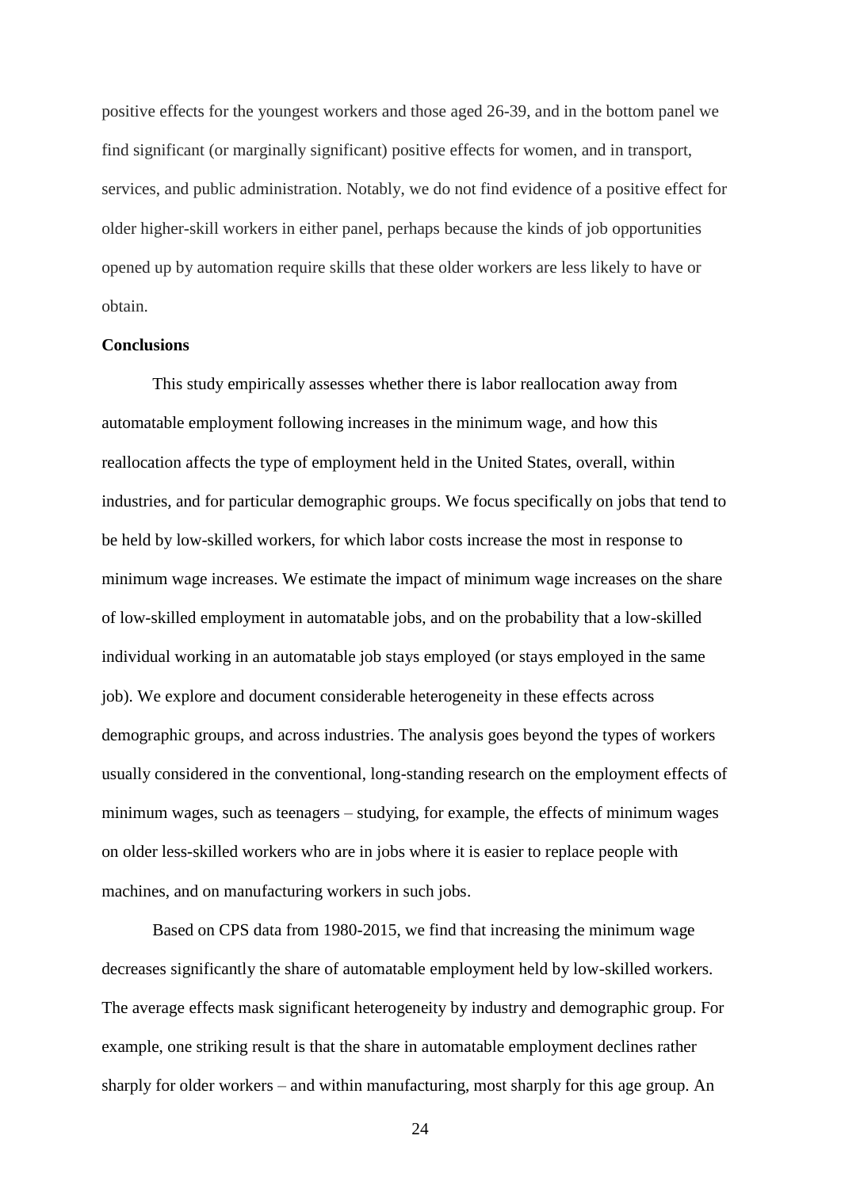positive effects for the youngest workers and those aged 26-39, and in the bottom panel we find significant (or marginally significant) positive effects for women, and in transport, services, and public administration. Notably, we do not find evidence of a positive effect for older higher-skill workers in either panel, perhaps because the kinds of job opportunities opened up by automation require skills that these older workers are less likely to have or obtain.

**Conclusions**

This study empirically assesses whether there is labor reallocation away from automatable employment following increases in the minimum wage, and how this reallocation affects the type of employment held in the United States, overall, within industries, and for particular demographic groups. We focus specifically on jobs that tend to be held by low-skilled workers, for which labor costs increase the most in response to minimum wage increases. We estimate the impact of minimum wage increases on the share of low-skilled employment in automatable jobs, and on the probability that a low-skilled individual working in an automatable job stays employed (or stays employed in the same job). We explore and document considerable heterogeneity in these effects across demographic groups, and across industries. The analysis goes beyond the types of workers usually considered in the conventional, long-standing research on the employment effects of minimum wages, such as teenagers – studying, for example, the effects of minimum wages on older less-skilled workers who are in jobs where it is easier to replace people with machines, and on manufacturing workers in such jobs.

Based on CPS data from 1980-2015, we find that increasing the minimum wage decreases significantly the share of automatable employment held by low-skilled workers. The average effects mask significant heterogeneity by industry and demographic group. For example, one striking result is that the share in automatable employment declines rather sharply for older workers – and within manufacturing, most sharply for this age group. An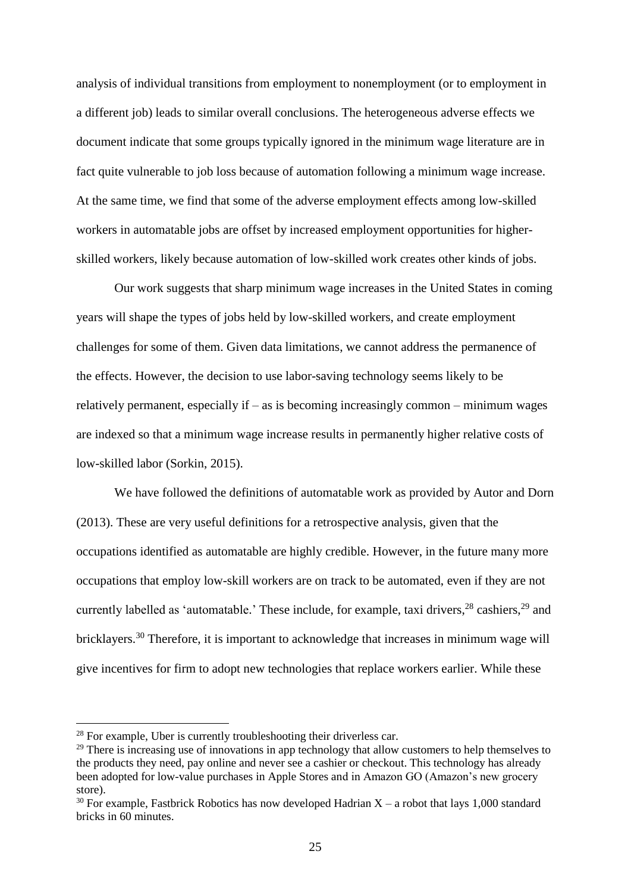analysis of individual transitions from employment to nonemployment (or to employment in a different job) leads to similar overall conclusions. The heterogeneous adverse effects we document indicate that some groups typically ignored in the minimum wage literature are in fact quite vulnerable to job loss because of automation following a minimum wage increase. At the same time, we find that some of the adverse employment effects among low-skilled workers in automatable jobs are offset by increased employment opportunities for higher-skilled workers, likely because automation of low-skilled work creates other kinds of jobs.

Our work suggests that sharp minimum wage increases in the United States in coming years will shape the types of jobs held by low-skilled workers, and create employment challenges for some of them. Given data limitations, we cannot address the permanence of the effects. However, the decision to use labor-saving technology seems likely to be relatively permanent, especially if – as is becoming increasingly common – minimum wages are indexed so that a minimum wage increase results in permanently higher relative costs of low-skilled labor (Sorkin, 2015).

We have followed the definitions of automatable work as provided by Autor and Dorn (2013). These are very useful definitions for a retrospective analysis, given that the occupations identified as automatable are highly credible. However, in the future many more occupations that employ low-skill workers are on track to be automated, even if they are not currently labelled as 'automatable.' These include, for example, taxi drivers,[28] cashiers,[29] and bricklayers.[30] Therefore, it is important to acknowledge that increases in minimum wage will give incentives for firm to adopt new technologies that replace workers earlier. While these

[28] For example, Uber is currently troubleshooting their driverless car.

[29] There is increasing use of innovations in app technology that allow customers to help themselves to the products they need, pay online and never see a cashier or checkout. This technology has already been adopted for low-value purchases in Apple Stores and in Amazon GO (Amazon's new grocery store).

[30] For example, Fastbrick Robotics has now developed Hadrian X – a robot that lays 1,000 standard bricks in 60 minutes.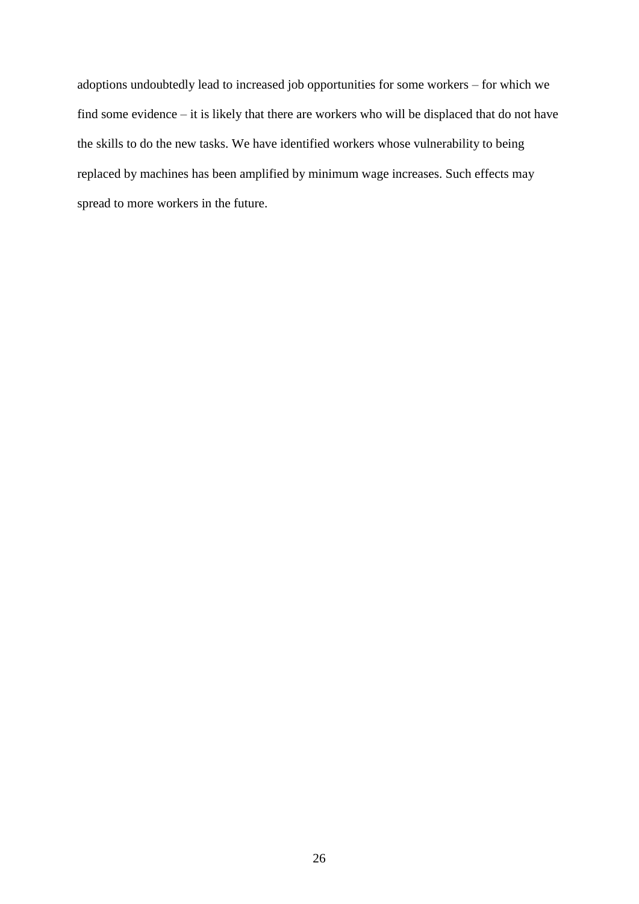adoptions undoubtedly lead to increased job opportunities for some workers – for which we find some evidence – it is likely that there are workers who will be displaced that do not have the skills to do the new tasks. We have identified workers whose vulnerability to being replaced by machines has been amplified by minimum wage increases. Such effects may spread to more workers in the future.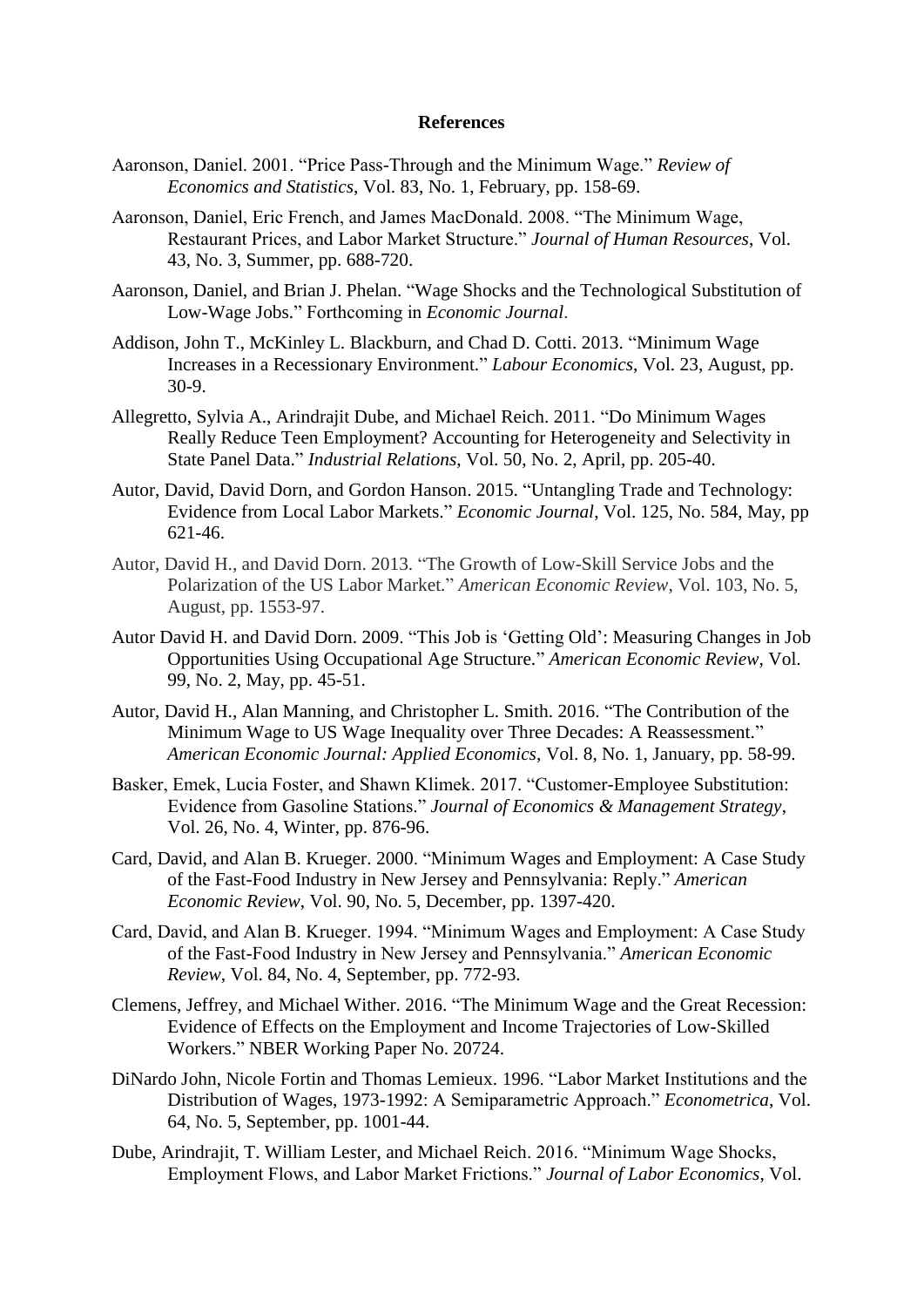## References

Aaronson, Daniel. 2001. "Price Pass-Through and the Minimum Wage." *Review of Economics and Statistics*, Vol. 83, No. 1, February, pp. 158-69.

Aaronson, Daniel, Eric French, and James MacDonald. 2008. "The Minimum Wage, Restaurant Prices, and Labor Market Structure." *Journal of Human Resources*, Vol. 43, No. 3, Summer, pp. 688-720.

Aaronson, Daniel, and Brian J. Phelan. "Wage Shocks and the Technological Substitution of Low-Wage Jobs." Forthcoming in *Economic Journal*.

Addison, John T., McKinley L. Blackburn, and Chad D. Cotti. 2013. "Minimum Wage Increases in a Recessionary Environment." *Labour Economics*, Vol. 23, August, pp. 30-9.

Allegretto, Sylvia A., Arindrajit Dube, and Michael Reich. 2011. "Do Minimum Wages Really Reduce Teen Employment? Accounting for Heterogeneity and Selectivity in State Panel Data." *Industrial Relations*, Vol. 50, No. 2, April, pp. 205-40.

Autor, David, David Dorn, and Gordon Hanson. 2015. "Untangling Trade and Technology: Evidence from Local Labor Markets." *Economic Journal*, Vol. 125, No. 584, May, pp 621-46.

Autor, David H., and David Dorn. 2013. "The Growth of Low-Skill Service Jobs and the Polarization of the US Labor Market." *American Economic Review*, Vol. 103, No. 5, August, pp. 1553-97.

Autor David H. and David Dorn. 2009. "This Job is 'Getting Old': Measuring Changes in Job Opportunities Using Occupational Age Structure." *American Economic Review*, Vol. 99, No. 2, May, pp. 45-51.

Autor, David H., Alan Manning, and Christopher L. Smith. 2016. "The Contribution of the Minimum Wage to US Wage Inequality over Three Decades: A Reassessment." *American Economic Journal: Applied Economics*, Vol. 8, No. 1, January, pp. 58-99.

Basker, Emek, Lucia Foster, and Shawn Klimek. 2017. "Customer-Employee Substitution: Evidence from Gasoline Stations." *Journal of Economics & Management Strategy*, Vol. 26, No. 4, Winter, pp. 876-96.

Card, David, and Alan B. Krueger. 2000. "Minimum Wages and Employment: A Case Study of the Fast-Food Industry in New Jersey and Pennsylvania: Reply." *American Economic Review*, Vol. 90, No. 5, December, pp. 1397-420.

Card, David, and Alan B. Krueger. 1994. "Minimum Wages and Employment: A Case Study of the Fast-Food Industry in New Jersey and Pennsylvania." *American Economic Review*, Vol. 84, No. 4, September, pp. 772-93.

Clemens, Jeffrey, and Michael Wither. 2016. "The Minimum Wage and the Great Recession: Evidence of Effects on the Employment and Income Trajectories of Low-Skilled Workers." NBER Working Paper No. 20724.

DiNardo John, Nicole Fortin and Thomas Lemieux. 1996. "Labor Market Institutions and the Distribution of Wages, 1973-1992: A Semiparametric Approach." *Econometrica*, Vol. 64, No. 5, September, pp. 1001-44.

Dube, Arindrajit, T. William Lester, and Michael Reich. 2016. "Minimum Wage Shocks, Employment Flows, and Labor Market Frictions." *Journal of Labor Economics*, Vol.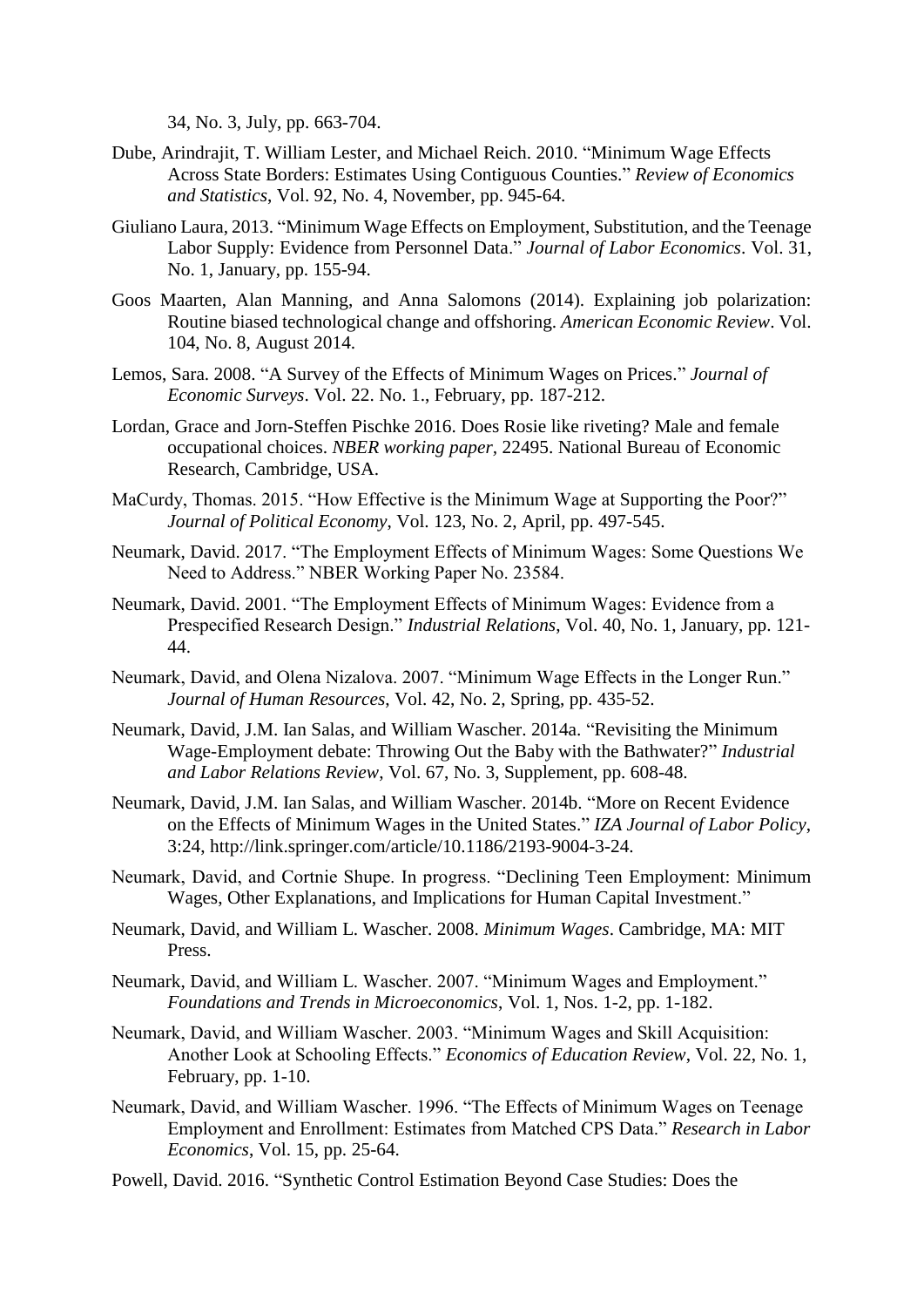34, No. 3, July, pp. 663-704.

Dube, Arindrajit, T. William Lester, and Michael Reich. 2010. "Minimum Wage Effects Across State Borders: Estimates Using Contiguous Counties." *Review of Economics and Statistics*, Vol. 92, No. 4, November, pp. 945-64.

Giuliano Laura, 2013. "Minimum Wage Effects on Employment, Substitution, and the Teenage Labor Supply: Evidence from Personnel Data." *Journal of Labor Economics*. Vol. 31, No. 1, January, pp. 155-94.

Goos Maarten, Alan Manning, and Anna Salomons (2014). Explaining job polarization: Routine biased technological change and offshoring. *American Economic Review*. Vol. 104, No. 8, August 2014.

Lemos, Sara. 2008. "A Survey of the Effects of Minimum Wages on Prices." *Journal of Economic Surveys*. Vol. 22. No. 1., February, pp. 187-212.

Lordan, Grace and Jorn-Steffen Pischke 2016. Does Rosie like riveting? Male and female occupational choices. *NBER working paper*, 22495. National Bureau of Economic Research, Cambridge, USA.

MaCurdy, Thomas. 2015. "How Effective is the Minimum Wage at Supporting the Poor?" *Journal of Political Economy*, Vol. 123, No. 2, April, pp. 497-545.

Neumark, David. 2017. "The Employment Effects of Minimum Wages: Some Questions We Need to Address." NBER Working Paper No. 23584.

Neumark, David. 2001. "The Employment Effects of Minimum Wages: Evidence from a Prespecified Research Design." *Industrial Relations*, Vol. 40, No. 1, January, pp. 121-44.

Neumark, David, and Olena Nizalova. 2007. "Minimum Wage Effects in the Longer Run." *Journal of Human Resources*, Vol. 42, No. 2, Spring, pp. 435-52.

Neumark, David, J.M. Ian Salas, and William Wascher. 2014a. "Revisiting the Minimum Wage-Employment debate: Throwing Out the Baby with the Bathwater?" *Industrial and Labor Relations Review*, Vol. 67, No. 3, Supplement, pp. 608-48.

Neumark, David, J.M. Ian Salas, and William Wascher. 2014b. "More on Recent Evidence on the Effects of Minimum Wages in the United States." *IZA Journal of Labor Policy*, 3:24, http://link.springer.com/article/10.1186/2193-9004-3-24.

Neumark, David, and Cortnie Shupe. In progress. "Declining Teen Employment: Minimum Wages, Other Explanations, and Implications for Human Capital Investment."

Neumark, David, and William L. Wascher. 2008. *Minimum Wages*. Cambridge, MA: MIT Press.

Neumark, David, and William L. Wascher. 2007. "Minimum Wages and Employment." *Foundations and Trends in Microeconomics*, Vol. 1, Nos. 1-2, pp. 1-182.

Neumark, David, and William Wascher. 2003. "Minimum Wages and Skill Acquisition: Another Look at Schooling Effects." *Economics of Education Review*, Vol. 22, No. 1, February, pp. 1-10.

Neumark, David, and William Wascher. 1996. "The Effects of Minimum Wages on Teenage Employment and Enrollment: Estimates from Matched CPS Data." *Research in Labor Economics*, Vol. 15, pp. 25-64.

Powell, David. 2016. "Synthetic Control Estimation Beyond Case Studies: Does the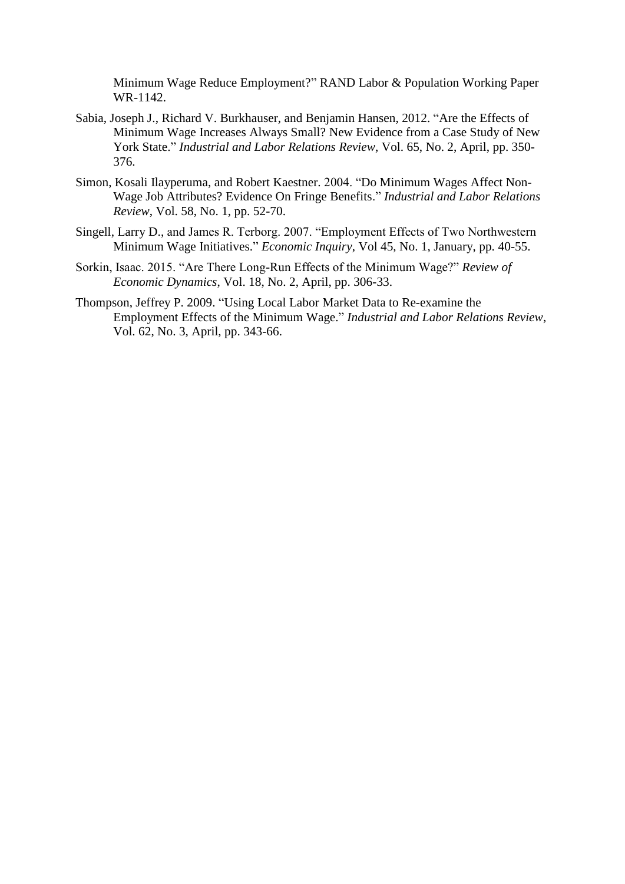Minimum Wage Reduce Employment?" RAND Labor & Population Working Paper WR-1142.

Sabia, Joseph J., Richard V. Burkhauser, and Benjamin Hansen, 2012. "Are the Effects of Minimum Wage Increases Always Small? New Evidence from a Case Study of New York State." *Industrial and Labor Relations Review*, Vol. 65, No. 2, April, pp. 350-376.

Simon, Kosali Ilayperuma, and Robert Kaestner. 2004. "Do Minimum Wages Affect Non-Wage Job Attributes? Evidence On Fringe Benefits." *Industrial and Labor Relations Review*, Vol. 58, No. 1, pp. 52-70.

Singell, Larry D., and James R. Terborg. 2007. "Employment Effects of Two Northwestern Minimum Wage Initiatives." *Economic Inquiry*, Vol 45, No. 1, January, pp. 40-55.

Sorkin, Isaac. 2015. "Are There Long-Run Effects of the Minimum Wage?" *Review of Economic Dynamics*, Vol. 18, No. 2, April, pp. 306-33.

Thompson, Jeffrey P. 2009. "Using Local Labor Market Data to Re-examine the Employment Effects of the Minimum Wage." *Industrial and Labor Relations Review*, Vol. 62, No. 3, April, pp. 343-66.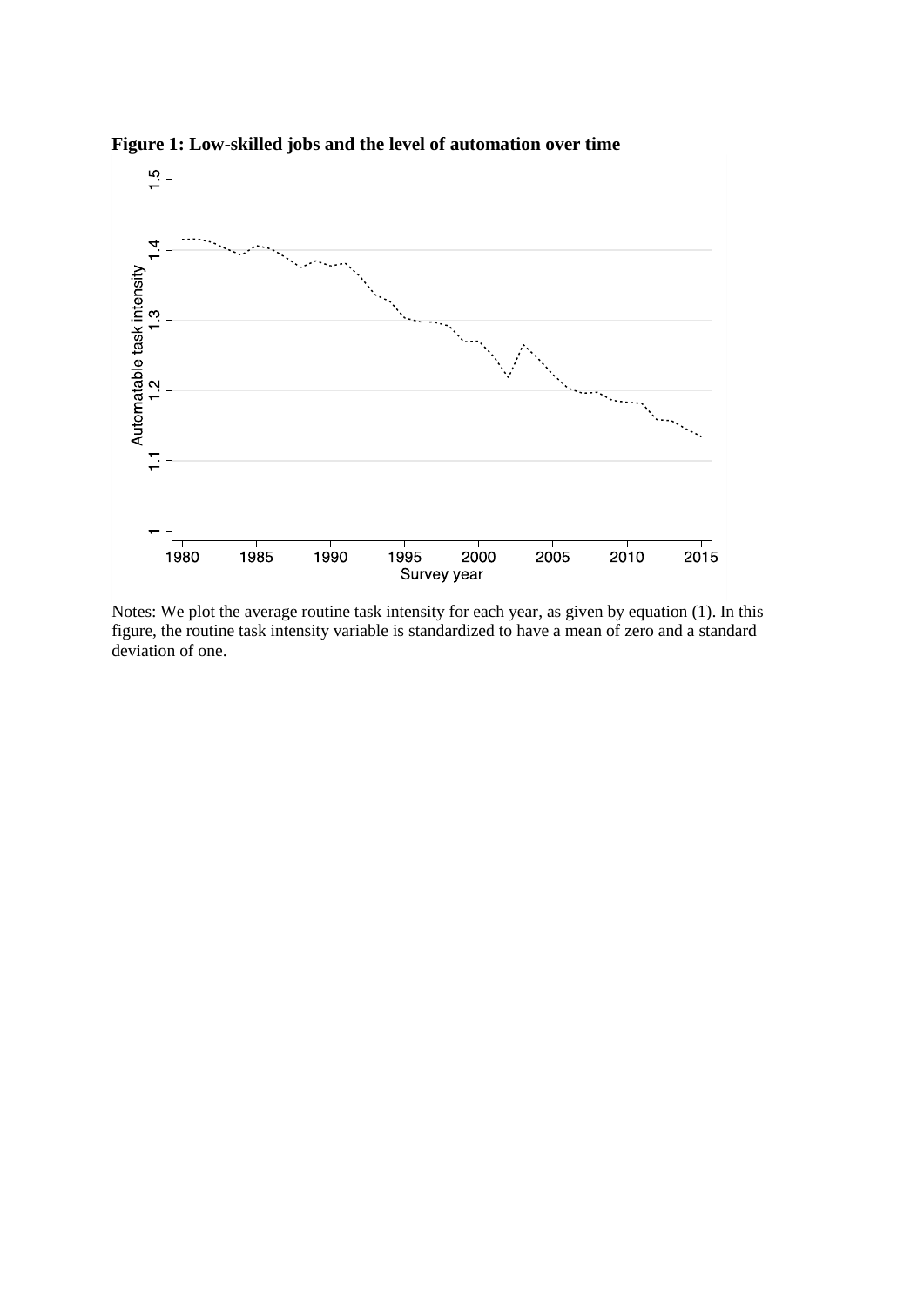**Figure 1: Low-skilled jobs and the level of automation over time**

Notes: We plot the average routine task intensity for each year, as given by equation (1). In this figure, the routine task intensity variable is standardized to have a mean of zero and a standard deviation of one.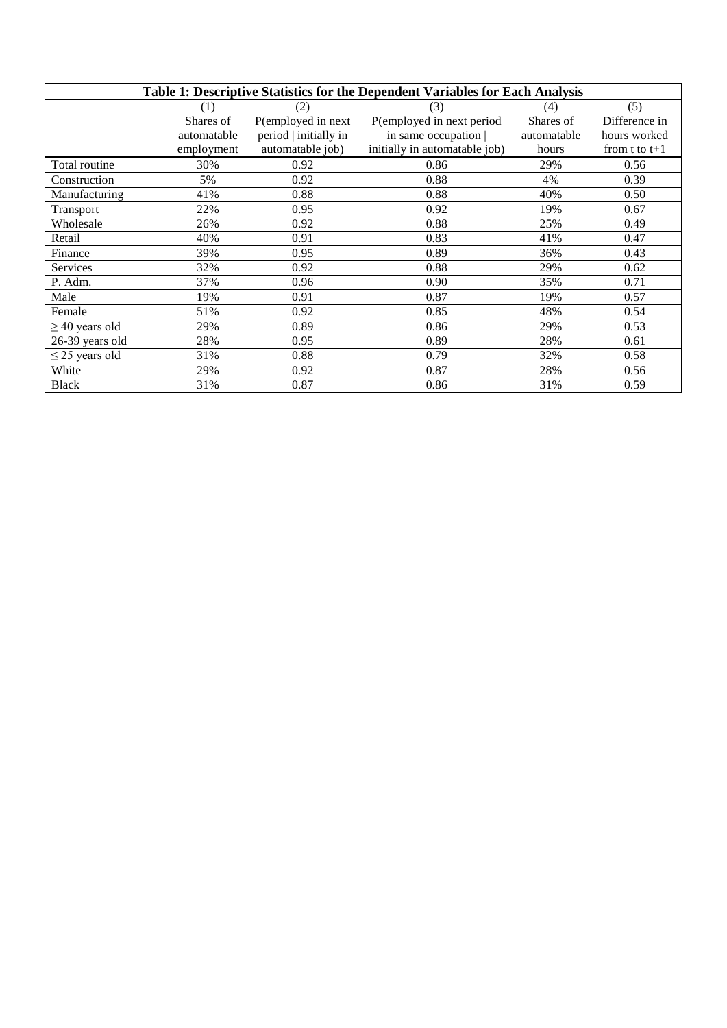**Table 1: Descriptive Statistics for the Dependent Variables for Each Analysis**

| | (1) | (2) | (3) | (4) | (5) |
|---|---|---|---|---|---|
| | Shares of automatable employment | P(employed in next period \| initially in automatable job) | P(employed in next period in same occupation \| initially in automatable job) | Shares of automatable hours | Difference in hours worked from t to t+1 |
| Total routine | 30% | 0.92 | 0.86 | 29% | 0.56 |
| Construction | 5% | 0.92 | 0.88 | 4% | 0.39 |
| Manufacturing | 41% | 0.88 | 0.88 | 40% | 0.50 |
| Transport | 22% | 0.95 | 0.92 | 19% | 0.67 |
| Wholesale | 26% | 0.92 | 0.88 | 25% | 0.49 |
| Retail | 40% | 0.91 | 0.83 | 41% | 0.47 |
| Finance | 39% | 0.95 | 0.89 | 36% | 0.43 |
| Services | 32% | 0.92 | 0.88 | 29% | 0.62 |
| P. Adm. | 37% | 0.96 | 0.90 | 35% | 0.71 |
| Male | 19% | 0.91 | 0.87 | 19% | 0.57 |
| Female | 51% | 0.92 | 0.85 | 48% | 0.54 |
| $\geq$ 40 years old | 29% | 0.89 | 0.86 | 29% | 0.53 |
| 26-39 years old | 28% | 0.95 | 0.89 | 28% | 0.61 |
| $\leq$ 25 years old | 31% | 0.88 | 0.79 | 32% | 0.58 |
| White | 29% | 0.92 | 0.87 | 28% | 0.56 |
| Black | 31% | 0.87 | 0.86 | 31% | 0.59 |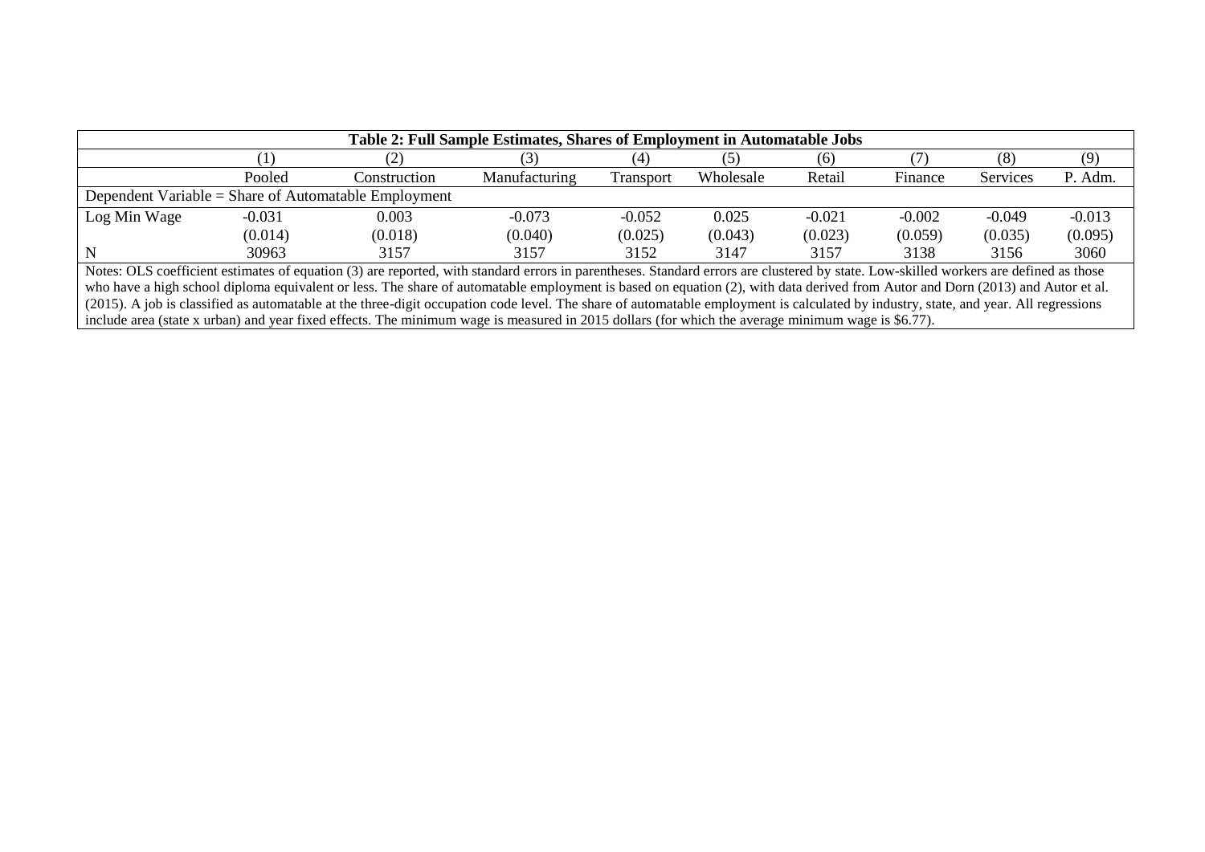**Table 2: Full Sample Estimates, Shares of Employment in Automatable Jobs**

| | (1) | (2) | (3) | (4) | (5) | (6) | (7) | (8) | (9) |
|---|---|---|---|---|---|---|---|---|---|
| | Pooled | Construction | Manufacturing | Transport | Wholesale | Retail | Finance | Services | P. Adm. |
| Dependent Variable = Share of Automatable Employment | | | | | | | | | |
| Log Min Wage | -0.031 | 0.003 | -0.073 | -0.052 | 0.025 | -0.021 | -0.002 | -0.049 | -0.013 |
| | (0.014) | (0.018) | (0.040) | (0.025) | (0.043) | (0.023) | (0.059) | (0.035) | (0.095) |
| N | 30963 | 3157 | 3157 | 3152 | 3147 | 3157 | 3138 | 3156 | 3060 |

Notes: OLS coefficient estimates of equation (3) are reported, with standard errors in parentheses. Standard errors are clustered by state. Low-skilled workers are defined as those who have a high school diploma equivalent or less. The share of automatable employment is based on equation (2), with data derived from Autor and Dorn (2013) and Autor et al. (2015). A job is classified as automatable at the three-digit occupation code level. The share of automatable employment is calculated by industry, state, and year. All regressions include area (state x urban) and year fixed effects. The minimum wage is measured in 2015 dollars (for which the average minimum wage is $6.77).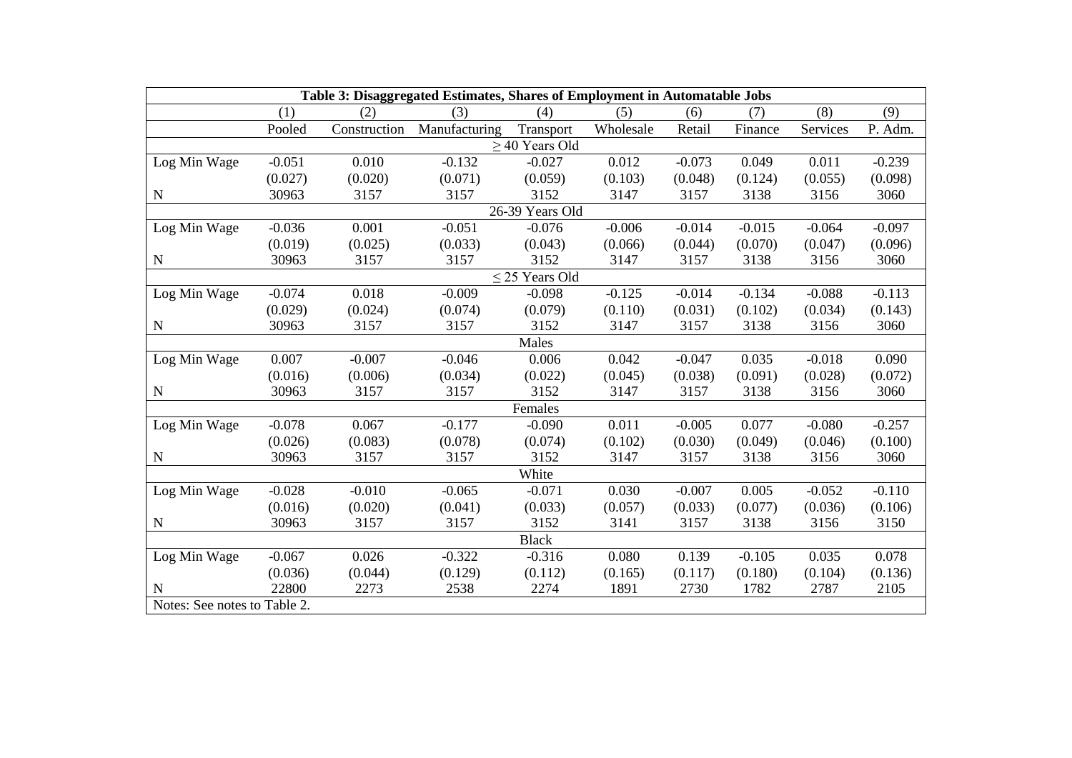**Table 3: Disaggregated Estimates, Shares of Employment in Automatable Jobs**

| | (1) | (2) | (3) | (4) | (5) | (6) | (7) | (8) | (9) |
|---|---|---|---|---|---|---|---|---|---|
| | Pooled | Construction | Manufacturing | Transport | Wholesale | Retail | Finance | Services | P. Adm. |
| | | | | $\geq$ 40 Years Old | | | | | |
| Log Min Wage | -0.051 | 0.010 | -0.132 | -0.027 | 0.012 | -0.073 | 0.049 | 0.011 | -0.239 |
| | (0.027) | (0.020) | (0.071) | (0.059) | (0.103) | (0.048) | (0.124) | (0.055) | (0.098) |
| N | 30963 | 3157 | 3157 | 3152 | 3147 | 3157 | 3138 | 3156 | 3060 |
| | | | | 26-39 Years Old | | | | | |
| Log Min Wage | -0.036 | 0.001 | -0.051 | -0.076 | -0.006 | -0.014 | -0.015 | -0.064 | -0.097 |
| | (0.019) | (0.025) | (0.033) | (0.043) | (0.066) | (0.044) | (0.070) | (0.047) | (0.096) |
| N | 30963 | 3157 | 3157 | 3152 | 3147 | 3157 | 3138 | 3156 | 3060 |
| | | | | $\leq$ 25 Years Old | | | | | |
| Log Min Wage | -0.074 | 0.018 | -0.009 | -0.098 | -0.125 | -0.014 | -0.134 | -0.088 | -0.113 |
| | (0.029) | (0.024) | (0.074) | (0.079) | (0.110) | (0.031) | (0.102) | (0.034) | (0.143) |
| N | 30963 | 3157 | 3157 | 3152 | 3147 | 3157 | 3138 | 3156 | 3060 |
| | | | | Males | | | | | |
| Log Min Wage | 0.007 | -0.007 | -0.046 | 0.006 | 0.042 | -0.047 | 0.035 | -0.018 | 0.090 |
| | (0.016) | (0.006) | (0.034) | (0.022) | (0.045) | (0.038) | (0.091) | (0.028) | (0.072) |
| N | 30963 | 3157 | 3157 | 3152 | 3147 | 3157 | 3138 | 3156 | 3060 |
| | | | | Females | | | | | |
| Log Min Wage | -0.078 | 0.067 | -0.177 | -0.090 | 0.011 | -0.005 | 0.077 | -0.080 | -0.257 |
| | (0.026) | (0.083) | (0.078) | (0.074) | (0.102) | (0.030) | (0.049) | (0.046) | (0.100) |
| N | 30963 | 3157 | 3157 | 3152 | 3147 | 3157 | 3138 | 3156 | 3060 |
| | | | | White | | | | | |
| Log Min Wage | -0.028 | -0.010 | -0.065 | -0.071 | 0.030 | -0.007 | 0.005 | -0.052 | -0.110 |
| | (0.016) | (0.020) | (0.041) | (0.033) | (0.057) | (0.033) | (0.077) | (0.036) | (0.106) |
| N | 30963 | 3157 | 3157 | 3152 | 3141 | 3157 | 3138 | 3156 | 3150 |
| | | | | Black | | | | | |
| Log Min Wage | -0.067 | 0.026 | -0.322 | -0.316 | 0.080 | 0.139 | -0.105 | 0.035 | 0.078 |
| | (0.036) | (0.044) | (0.129) | (0.112) | (0.165) | (0.117) | (0.180) | (0.104) | (0.136) |
| N | 22800 | 2273 | 2538 | 2274 | 1891 | 2730 | 1782 | 2787 | 2105 |

Notes: See notes to Table 2.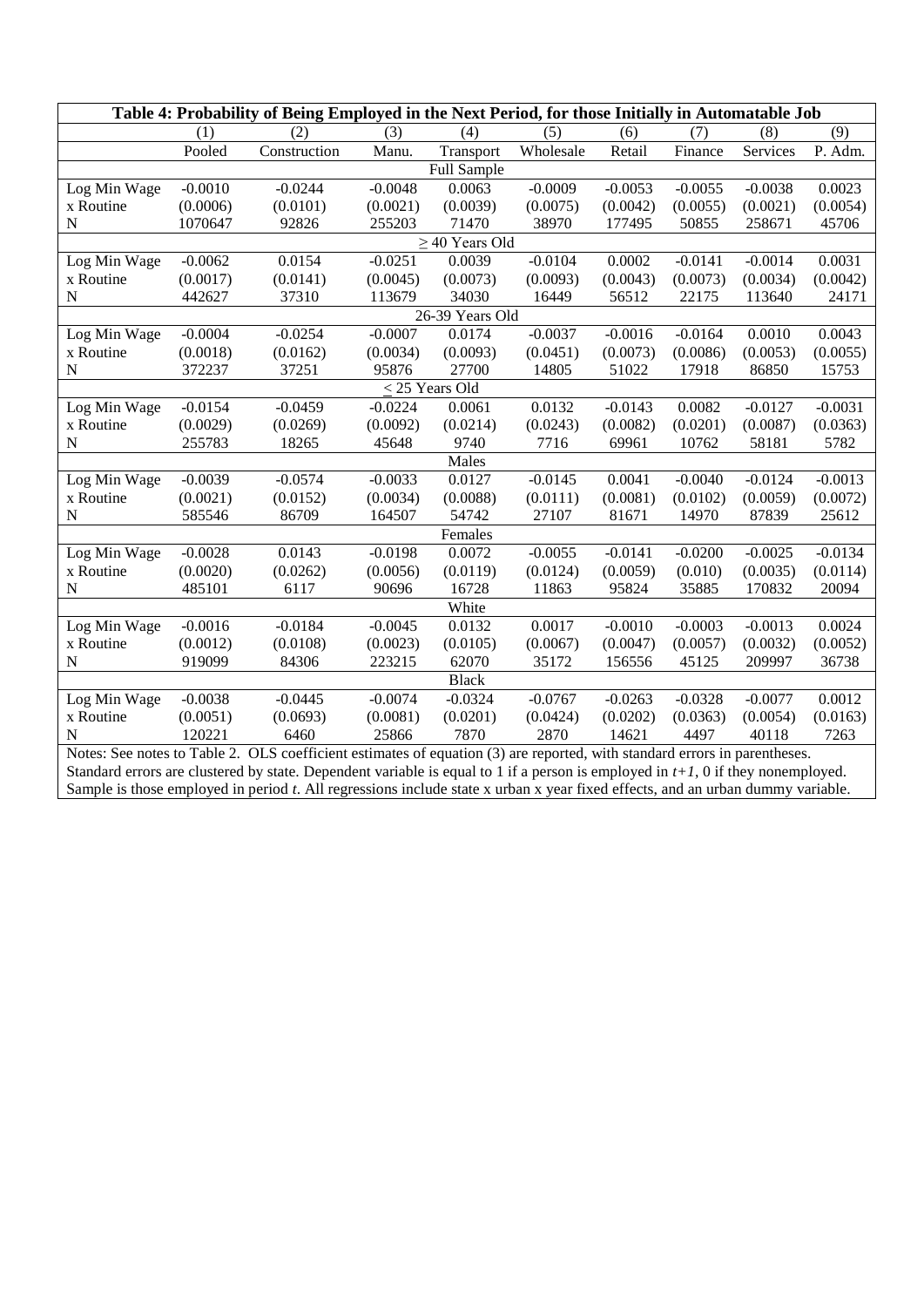**Table 4: Probability of Being Employed in the Next Period, for those Initially in Automatable Job**

| | (1) | (2) | (3) | (4) | (5) | (6) | (7) | (8) | (9) |
|---|---|---|---|---|---|---|---|---|---|
| | Pooled | Construction | Manu. | Transport | Wholesale | Retail | Finance | Services | P. Adm. |
| | | | | Full Sample | | | | | |
| Log Min Wage | -0.0010 | -0.0244 | -0.0048 | 0.0063 | -0.0009 | -0.0053 | -0.0055 | -0.0038 | 0.0023 |
| x Routine | (0.0006) | (0.0101) | (0.0021) | (0.0039) | (0.0075) | (0.0042) | (0.0055) | (0.0021) | (0.0054) |
| N | 1070647 | 92826 | 255203 | 71470 | 38970 | 177495 | 50855 | 258671 | 45706 |
| | | | | $\geq$ 40 Years Old | | | | | |
| Log Min Wage | -0.0062 | 0.0154 | -0.0251 | 0.0039 | -0.0104 | 0.0002 | -0.0141 | -0.0014 | 0.0031 |
| x Routine | (0.0017) | (0.0141) | (0.0045) | (0.0073) | (0.0093) | (0.0043) | (0.0073) | (0.0034) | (0.0042) |
| N | 442627 | 37310 | 113679 | 34030 | 16449 | 56512 | 22175 | 113640 | 24171 |
| | | | | 26-39 Years Old | | | | | |
| Log Min Wage | -0.0004 | -0.0254 | -0.0007 | 0.0174 | -0.0037 | -0.0016 | -0.0164 | 0.0010 | 0.0043 |
| x Routine | (0.0018) | (0.0162) | (0.0034) | (0.0093) | (0.0451) | (0.0073) | (0.0086) | (0.0053) | (0.0055) |
| N | 372237 | 37251 | 95876 | 27700 | 14805 | 51022 | 17918 | 86850 | 15753 |
| | | | | $\leq$ 25 Years Old | | | | | |
| Log Min Wage | -0.0154 | -0.0459 | -0.0224 | 0.0061 | 0.0132 | -0.0143 | 0.0082 | -0.0127 | -0.0031 |
| x Routine | (0.0029) | (0.0269) | (0.0092) | (0.0214) | (0.0243) | (0.0082) | (0.0201) | (0.0087) | (0.0363) |
| N | 255783 | 18265 | 45648 | 9740 | 7716 | 69961 | 10762 | 58181 | 5782 |
| | | | | Males | | | | | |
| Log Min Wage | -0.0039 | -0.0574 | -0.0033 | 0.0127 | -0.0145 | 0.0041 | -0.0040 | -0.0124 | -0.0013 |
| x Routine | (0.0021) | (0.0152) | (0.0034) | (0.0088) | (0.0111) | (0.0081) | (0.0102) | (0.0059) | (0.0072) |
| N | 585546 | 86709 | 164507 | 27107 | 81671 | 14970 | 87839 | 25612 | |
| | | | | Females | | | | | |
| Log Min Wage | -0.0028 | 0.0143 | -0.0198 | 0.0072 | -0.0055 | -0.0141 | -0.0200 | -0.0025 | -0.0134 |
| x Routine | (0.0020) | (0.0262) | (0.0056) | (0.0119) | (0.0124) | (0.0059) | (0.010) | (0.0035) | (0.0114) |
| N | 485101 | 6117 | 90696 | 11863 | 95824 | 35885 | 170832 | 20094 | |
| | | | | White | | | | | |
| Log Min Wage | -0.0016 | -0.0184 | -0.0045 | 0.0132 | 0.0017 | -0.0010 | -0.0003 | -0.0013 | 0.0024 |
| x Routine | (0.0012) | (0.0108) | (0.0023) | (0.0105) | (0.0067) | (0.0047) | (0.0057) | (0.0032) | (0.0052) |
| N | 919099 | 84306 | 223215 | 62070 | 35172 | 156556 | 45125 | 209997 | 36738 |
| | | | | Black | | | | | |
| Log Min Wage | -0.0038 | -0.0445 | -0.0074 | -0.0324 | -0.0767 | -0.0263 | -0.0328 | -0.0077 | 0.0012 |
| x Routine | (0.0051) | (0.0693) | (0.0081) | (0.0201) | (0.0424) | (0.0202) | (0.0363) | (0.0054) | (0.0163) |
| N | 120221 | 6460 | 25866 | 7870 | 2870 | 14621 | 4497 | 40118 | 7263 |

Notes: See notes to Table 2. OLS coefficient estimates of equation (3) are reported, with standard errors in parentheses. Standard errors are clustered by state. Dependent variable is equal to 1 if a person is employed in *t+1*, 0 if they nonemployed. Sample is those employed in period *t*. All regressions include state x urban x year fixed effects, and an urban dummy variable.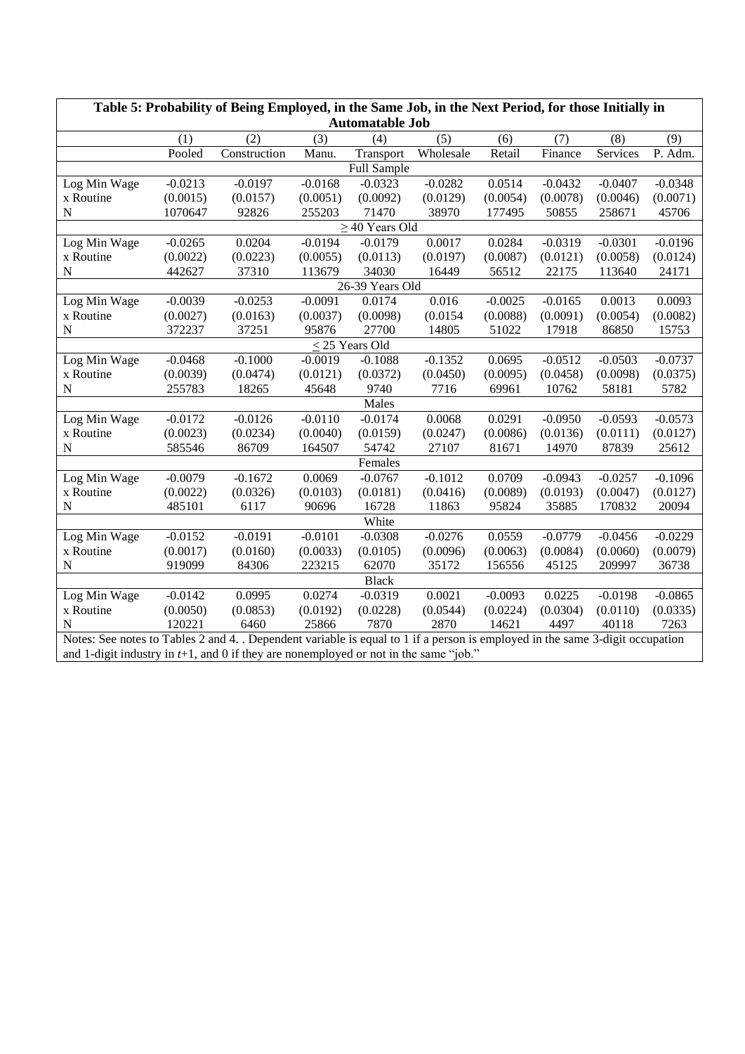**Table 5: Probability of Being Employed, in the Same Job, in the Next Period, for those Initially in Automatable Job**

| | (1) | (2) | (3) | (4) | (5) | (6) | (7) | (8) | (9) |
|---|---|---|---|---|---|---|---|---|---|
| | Pooled | Construction | Manu. | Transport | Wholesale | Retail | Finance | Services | P. Adm. |
| | | | | Full Sample | | | | | |
| Log Min Wage | -0.0213 | -0.0197 | -0.0168 | -0.0323 | -0.0282 | 0.0514 | -0.0432 | -0.0407 | -0.0348 |
| x Routine | (0.0015) | (0.0157) | (0.0051) | (0.0092) | (0.0129) | (0.0054) | (0.0078) | (0.0046) | (0.0071) |
| N | 1070647 | 92826 | 255203 | 71470 | 38970 | 177495 | 50855 | 258671 | 45706 |
| | | | | $\geq$ 40 Years Old | | | | | |
| Log Min Wage | -0.0265 | 0.0204 | -0.0194 | -0.0179 | 0.0017 | 0.0284 | -0.0319 | -0.0301 | -0.0196 |
| x Routine | (0.0022) | (0.0223) | (0.0055) | (0.0113) | (0.0197) | (0.0087) | (0.0121) | (0.0058) | (0.0124) |
| N | 442627 | 37310 | 113679 | 34030 | 16449 | 56512 | 22175 | 113640 | 24171 |
| | | | | 26-39 Years Old | | | | | |
| Log Min Wage | -0.0039 | -0.0253 | -0.0091 | 0.0174 | 0.016 | -0.0025 | -0.0165 | 0.0013 | 0.0093 |
| x Routine | (0.0027) | (0.0163) | (0.0037) | (0.0098) | (0.0154 | (0.0088) | (0.0091) | (0.0054) | (0.0082) |
| N | 372237 | 37251 | 95876 | 27700 | 14805 | 51022 | 17918 | 86850 | 15753 |
| | | | | $\leq$ 25 Years Old | | | | | |
| Log Min Wage | -0.0468 | -0.1000 | -0.0019 | -0.1088 | -0.1352 | 0.0695 | -0.0512 | -0.0503 | -0.0737 |
| x Routine | (0.0039) | (0.0474) | (0.0121) | (0.0372) | (0.0450) | (0.0095) | (0.0458) | (0.0098) | (0.0375) |
| N | 255783 | 18265 | 45648 | 9740 | 7716 | 69961 | 10762 | 58181 | 5782 |
| | | | | Males | | | | | |
| Log Min Wage | -0.0172 | -0.0126 | -0.0110 | -0.0174 | 0.0068 | 0.0291 | -0.0950 | -0.0593 | -0.0573 |
| x Routine | (0.0023) | (0.0234) | (0.0040) | (0.0159) | (0.0247) | (0.0086) | (0.0136) | (0.0111) | (0.0127) |
| N | 585546 | 86709 | 164507 | 54742 | 27107 | 81671 | 14970 | 87839 | 25612 |
| | | | | Females | | | | | |
| Log Min Wage | -0.0079 | -0.1672 | 0.0069 | -0.0767 | -0.1012 | 0.0709 | -0.0943 | -0.0257 | -0.1096 |
| x Routine | (0.0022) | (0.0326) | (0.0103) | (0.0181) | (0.0416) | (0.0089) | (0.0193) | (0.0047) | (0.0127) |
| N | 485101 | 6117 | 90696 | 16728 | 11863 | 95824 | 35885 | 170832 | 20094 |
| | | | | White | | | | | |
| Log Min Wage | -0.0152 | -0.0191 | -0.0101 | -0.0308 | -0.0276 | 0.0559 | -0.0779 | -0.0456 | -0.0229 |
| x Routine | (0.0017) | (0.0160) | (0.0033) | (0.0105) | (0.0096) | (0.0063) | (0.0084) | (0.0060) | (0.0079) |
| N | 919099 | 84306 | 223215 | 62070 | 35172 | 156556 | 45125 | 209997 | 36738 |
| | | | | Black | | | | | |
| Log Min Wage | -0.0142 | 0.0995 | 0.0274 | -0.0319 | 0.0021 | -0.0093 | 0.0225 | -0.0198 | -0.0865 |
| x Routine | (0.0050) | (0.0853) | (0.0192) | (0.0228) | (0.0544) | (0.0224) | (0.0304) | (0.0110) | (0.0335) |
| N | 120221 | 6460 | 25866 | 7870 | 2870 | 14621 | 4497 | 40118 | 7263 |

Notes: See notes to Tables 2 and 4. . Dependent variable is equal to 1 if a person is employed in the same 3-digit occupation and 1-digit industry in $t$+1, and 0 if they are nonemployed or not in the same "job."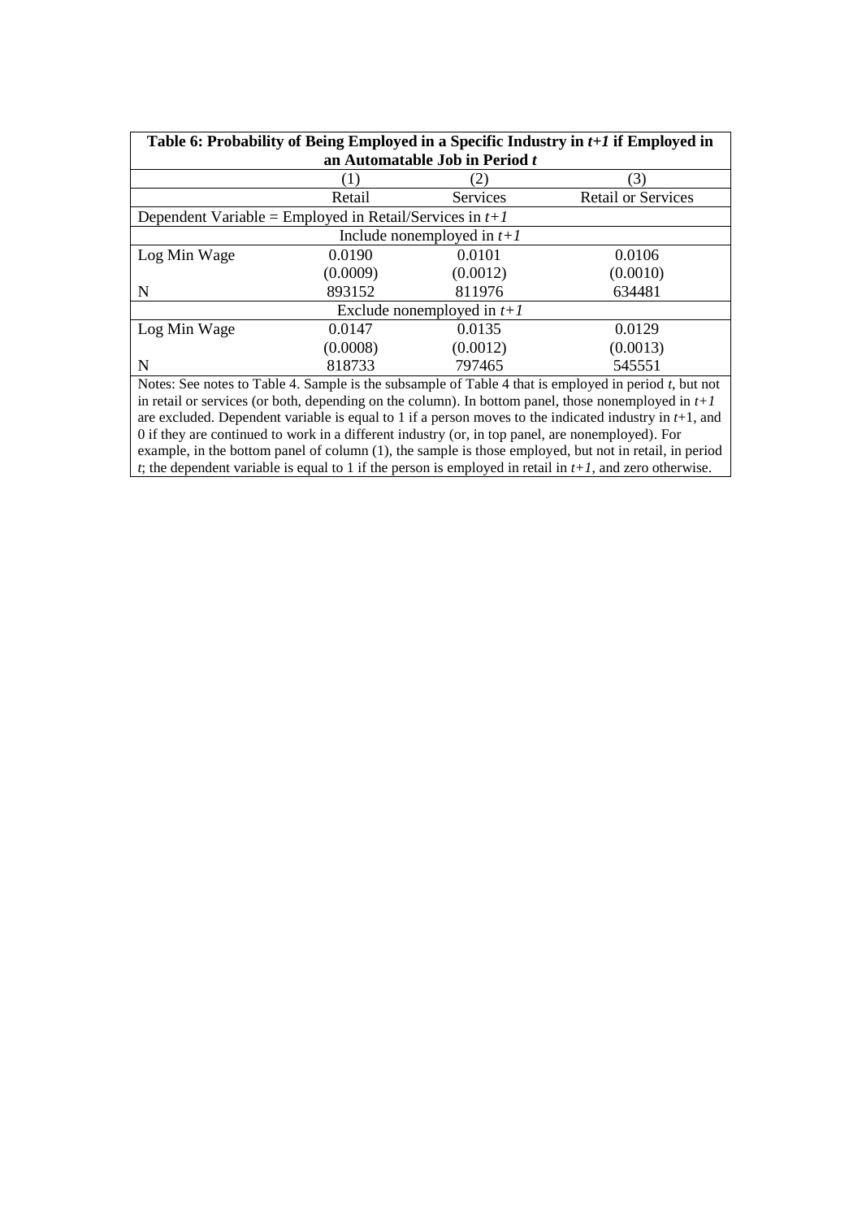**Table 6: Probability of Being Employed in a Specific Industry in $t+1$ if Employed in an Automatable Job in Period $t$**

| | (1) | (2) | (3) |
|---|---|---|---|
| | Retail | Services | Retail or Services |
| Dependent Variable = Employed in Retail/Services in $t+1$ | | | |
| Include nonemployed in $t+1$ | | | |
| Log Min Wage | 0.0190 | 0.0101 | 0.0106 |
| | (0.0009) | (0.0012) | (0.0010) |
| N | 893152 | 811976 | 634481 |
| Exclude nonemployed in $t+1$ | | | |
| Log Min Wage | 0.0147 | 0.0135 | 0.0129 |
| | (0.0008) | (0.0012) | (0.0013) |
| N | 818733 | 797465 | 545551 |

Notes: See notes to Table 4. Sample is the subsample of Table 4 that is employed in period $t$, but not in retail or services (or both, depending on the column). In bottom panel, those nonemployed in $t+1$ are excluded. Dependent variable is equal to 1 if a person moves to the indicated industry in $t$+1, and 0 if they are continued to work in a different industry (or, in top panel, are nonemployed). For example, in the bottom panel of column (1), the sample is those employed, but not in retail, in period $t$; the dependent variable is equal to 1 if the person is employed in retail in $t+1$, and zero otherwise.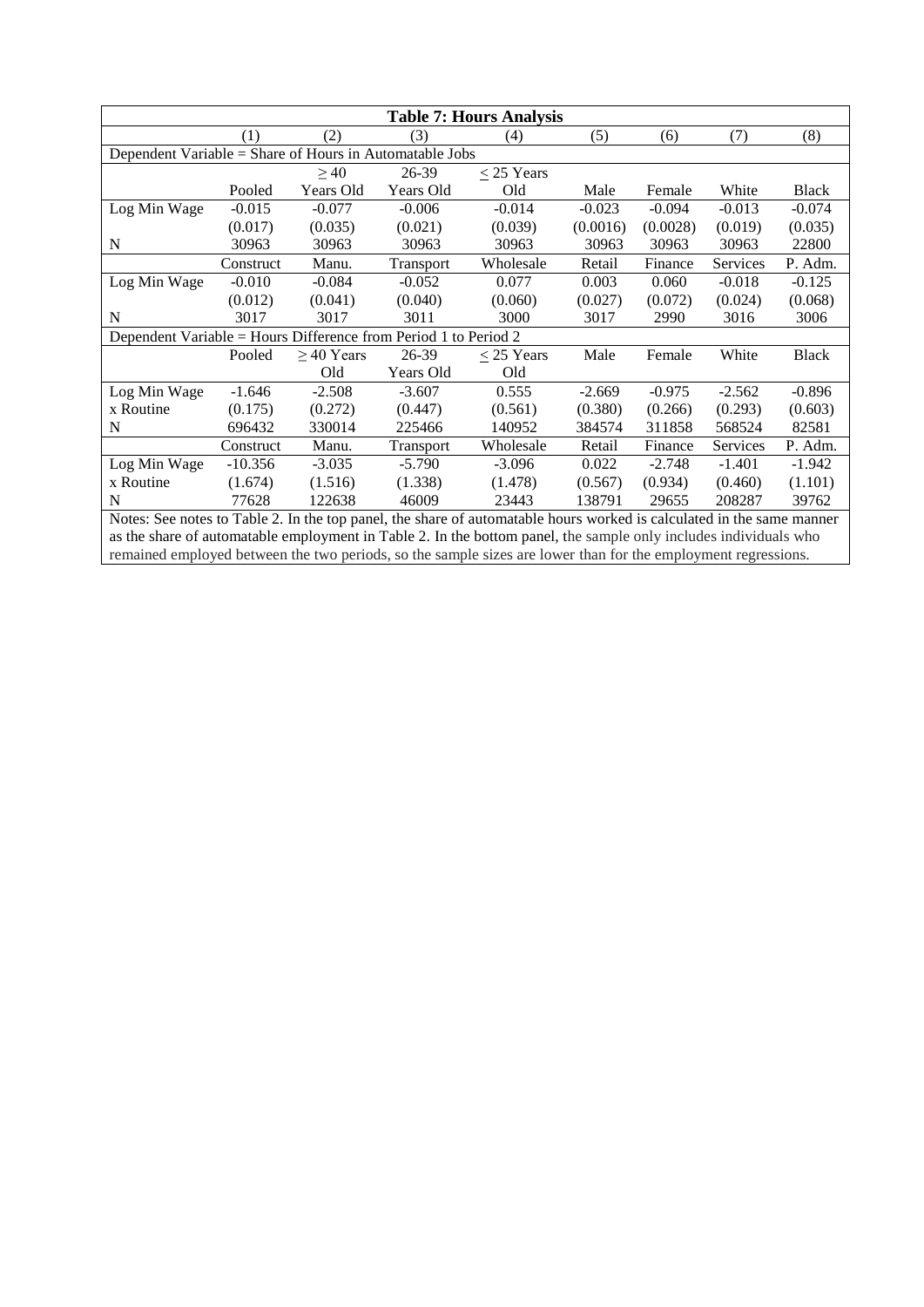**Table 7: Hours Analysis**

| | (1) | (2) | (3) | (4) | (5) | (6) | (7) | (8) |
|---|---|---|---|---|---|---|---|---|
| Dependent Variable = Share of Hours in Automatable Jobs | | | | | | | | |
| | Pooled | ≥ 40 Years Old | 26-39 Years Old | ≤ 25 Years Old | Male | Female | White | Black |
| Log Min Wage | -0.015 | -0.077 | -0.006 | -0.014 | -0.023 | -0.094 | -0.013 | -0.074 |
| | (0.017) | (0.035) | (0.021) | (0.039) | (0.0016) | (0.0028) | (0.019) | (0.035) |
| N | 30963 | 30963 | 30963 | 30963 | 30963 | 30963 | 30963 | 22800 |
| | Construct | Manu. | Transport | Wholesale | Retail | Finance | Services | P. Adm. |
| Log Min Wage | -0.010 | -0.084 | -0.052 | 0.077 | 0.003 | 0.060 | -0.018 | -0.125 |
| | (0.012) | (0.041) | (0.040) | (0.060) | (0.027) | (0.072) | (0.024) | (0.068) |
| N | 3017 | 3017 | 3011 | 3000 | 3017 | 2990 | 3016 | 3006 |
| Dependent Variable = Hours Difference from Period 1 to Period 2 | | | | | | | | |
| | Pooled | ≥ 40 Years Old | 26-39 Years Old | ≤ 25 Years Old | Male | Female | White | Black |
| Log Min Wage x Routine | -1.646 | -2.508 | -3.607 | 0.555 | -2.669 | -0.975 | -2.562 | -0.896 |
| | (0.175) | (0.272) | (0.447) | (0.561) | (0.380) | (0.266) | (0.293) | (0.603) |
| N | 696432 | 330014 | 225466 | 140952 | 384574 | 311858 | 568524 | 82581 |
| | Construct | Manu. | Transport | Wholesale | Retail | Finance | Services | P. Adm. |
| Log Min Wage x Routine | -10.356 | -3.035 | -5.790 | -3.096 | 0.022 | -2.748 | -1.401 | -1.942 |
| | (1.674) | (1.516) | (1.338) | (1.478) | (0.567) | (0.934) | (0.460) | (1.101) |
| N | 77628 | 122638 | 46009 | 23443 | 138791 | 29655 | 208287 | 39762 |

Notes: See notes to Table 2. In the top panel, the share of automatable hours worked is calculated in the same manner as the share of automatable employment in Table 2. In the bottom panel, the sample only includes individuals who remained employed between the two periods, so the sample sizes are lower than for the employment regressions.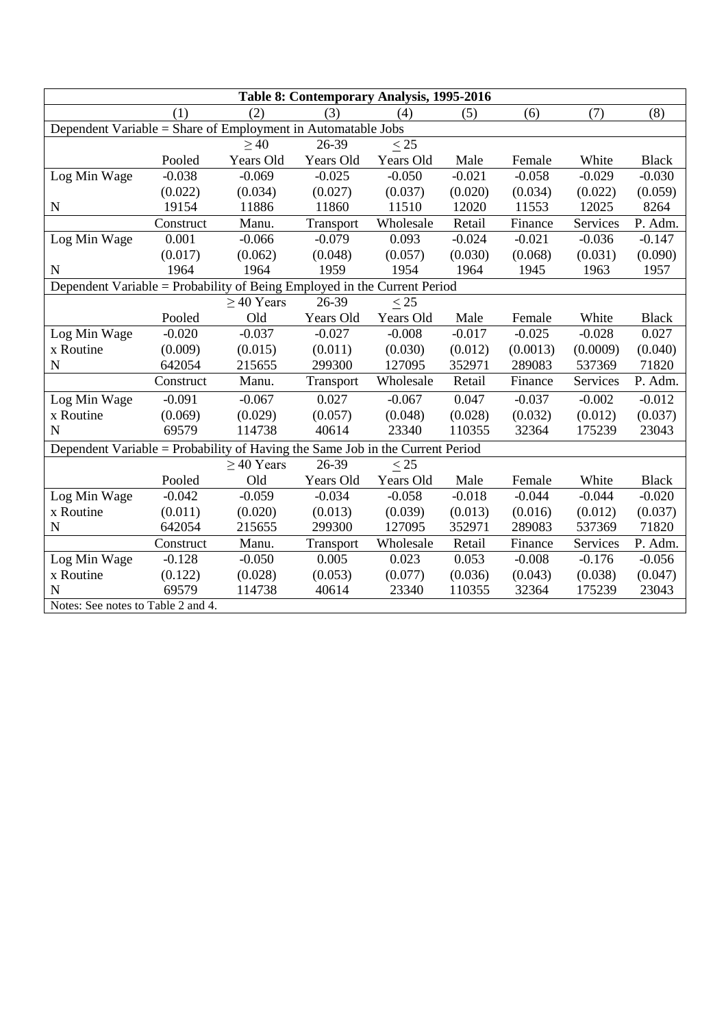| Table 8: Contemporary Analysis, 1995-2016 | | | | | | | | |
|---|---|---|---|---|---|---|---|---|
| | (1) | (2) | (3) | (4) | (5) | (6) | (7) | (8) |
| Dependent Variable = Share of Employment in Automatable Jobs | | | | | | | | |
| | | $\geq 40$ | 26-39 | $\leq 25$ | | | | |
| | Pooled | Years Old | Years Old | Years Old | Male | Female | White | Black |
| Log Min Wage | -0.038 | -0.069 | -0.025 | -0.050 | -0.021 | -0.058 | -0.029 | -0.030 |
| | (0.022) | (0.034) | (0.027) | (0.037) | (0.020) | (0.034) | (0.022) | (0.059) |
| N | 19154 | 11886 | 11860 | 11510 | 12020 | 11553 | 12025 | 8264 |
| | Construct | Manu. | Transport | Wholesale | Retail | Finance | Services | P. Adm. |
| Log Min Wage | 0.001 | -0.066 | -0.079 | 0.093 | -0.024 | -0.021 | -0.036 | -0.147 |
| | (0.017) | (0.062) | (0.048) | (0.057) | (0.030) | (0.068) | (0.031) | (0.090) |
| N | 1964 | 1964 | 1959 | 1954 | 1964 | 1945 | 1963 | 1957 |
| Dependent Variable = Probability of Being Employed in the Current Period | | | | | | | | |
| | | $\geq 40$ Years | 26-39 | $\leq 25$ | | | | |
| | Pooled | Old | Years Old | Years Old | Male | Female | White | Black |
| Log Min Wage | -0.020 | -0.037 | -0.027 | -0.008 | -0.017 | -0.025 | -0.028 | 0.027 |
| x Routine | (0.009) | (0.015) | (0.011) | (0.030) | (0.012) | (0.0013) | (0.0009) | (0.040) |
| N | 642054 | 215655 | 299300 | 127095 | 352971 | 289083 | 537369 | 71820 |
| | Construct | Manu. | Transport | Wholesale | Retail | Finance | Services | P. Adm. |
| Log Min Wage | -0.091 | -0.067 | 0.027 | -0.067 | 0.047 | -0.037 | -0.002 | -0.012 |
| x Routine | (0.069) | (0.029) | (0.057) | (0.048) | (0.028) | (0.032) | (0.012) | (0.037) |
| N | 69579 | 114738 | 40614 | 23340 | 110355 | 32364 | 175239 | 23043 |
| Dependent Variable = Probability of Having the Same Job in the Current Period | | | | | | | | |
| | | $\geq 40$ Years | 26-39 | $\leq 25$ | | | | |
| | Pooled | Old | Years Old | Years Old | Male | Female | White | Black |
| Log Min Wage | -0.042 | -0.059 | -0.034 | -0.058 | -0.018 | -0.044 | -0.044 | -0.020 |
| x Routine | (0.011) | (0.020) | (0.013) | (0.039) | (0.013) | (0.016) | (0.012) | (0.037) |
| N | 642054 | 215655 | 299300 | 127095 | 352971 | 289083 | 537369 | 71820 |
| | Construct | Manu. | Transport | Wholesale | Retail | Finance | Services | P. Adm. |
| Log Min Wage | -0.128 | -0.050 | 0.005 | 0.023 | 0.053 | -0.008 | -0.176 | -0.056 |
| x Routine | (0.122) | (0.028) | (0.053) | (0.077) | (0.036) | (0.043) | (0.038) | (0.047) |
| N | 69579 | 114738 | 40614 | 23340 | 110355 | 32364 | 175239 | 23043 |

Notes: See notes to Table 2 and 4.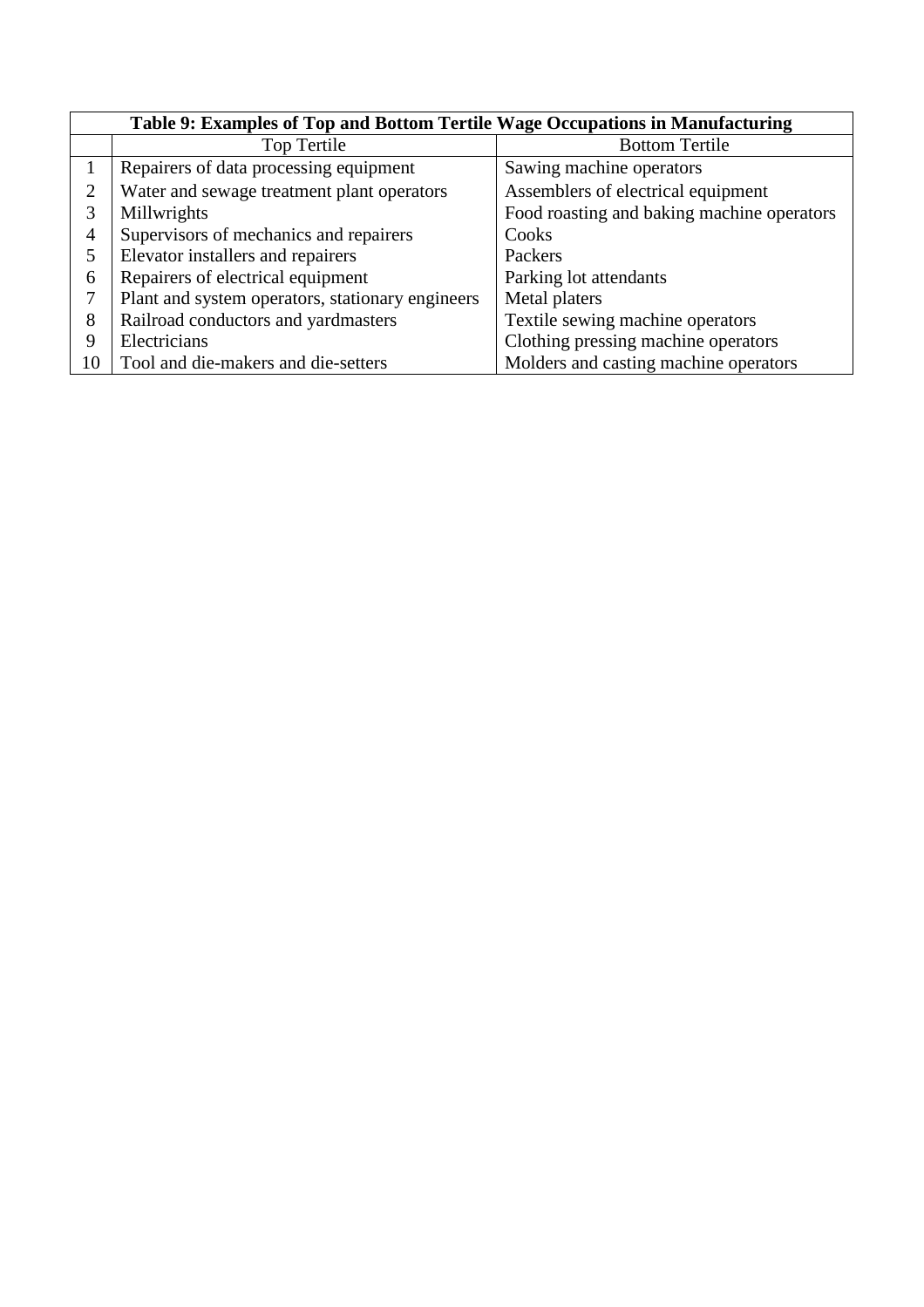**Table 9: Examples of Top and Bottom Tertile Wage Occupations in Manufacturing**

| | Top Tertile | Bottom Tertile |
|---|---|---|
| 1 | Repairers of data processing equipment | Sawing machine operators |
| 2 | Water and sewage treatment plant operators | Assemblers of electrical equipment |
| 3 | Millwrights | Food roasting and baking machine operators |
| 4 | Supervisors of mechanics and repairers | Cooks |
| 5 | Elevator installers and repairers | Packers |
| 6 | Repairers of electrical equipment | Parking lot attendants |
| 7 | Plant and system operators, stationary engineers | Metal platers |
| 8 | Railroad conductors and yardmasters | Textile sewing machine operators |
| 9 | Electricians | Clothing pressing machine operators |
| 10 | Tool and die-makers and die-setters | Molders and casting machine operators |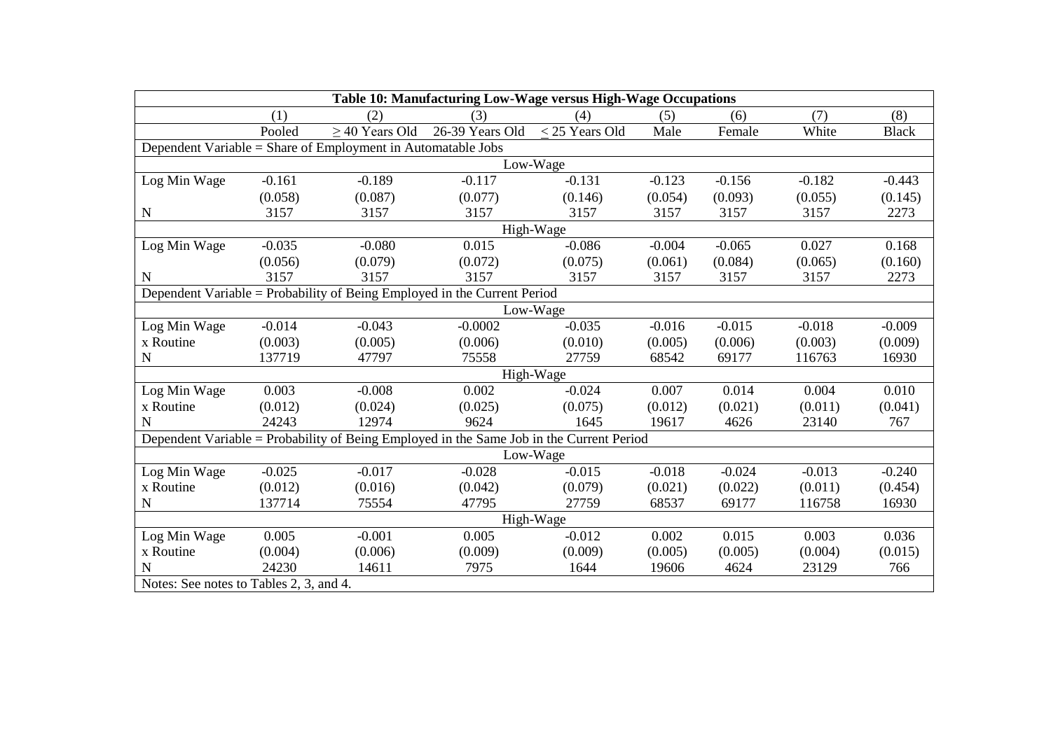**Table 10: Manufacturing Low-Wage versus High-Wage Occupations**

| | (1) | (2) | (3) | (4) | (5) | (6) | (7) | (8) |
|---|---|---|---|---|---|---|---|---|
| | Pooled | $\geq$ 40 Years Old | 26-39 Years Old | $\leq$ 25 Years Old | Male | Female | White | Black |
| Dependent Variable = Share of Employment in Automatable Jobs | | | | | | | | |
| Low-Wage | | | | | | | | |
| Log Min Wage | -0.161 | -0.189 | -0.117 | -0.131 | -0.123 | -0.156 | -0.182 | -0.443 |
| | (0.058) | (0.087) | (0.077) | (0.146) | (0.054) | (0.093) | (0.055) | (0.145) |
| N | 3157 | 3157 | 3157 | 3157 | 3157 | 3157 | 3157 | 2273 |
| High-Wage | | | | | | | | |
| Log Min Wage | -0.035 | -0.080 | 0.015 | -0.086 | -0.004 | -0.065 | 0.027 | 0.168 |
| | (0.056) | (0.079) | (0.072) | (0.075) | (0.061) | (0.084) | (0.065) | (0.160) |
| N | 3157 | 3157 | 3157 | 3157 | 3157 | 3157 | 3157 | 2273 |
| Dependent Variable = Probability of Being Employed in the Current Period | | | | | | | | |
| Low-Wage | | | | | | | | |
| Log Min Wage | -0.014 | -0.043 | -0.0002 | -0.035 | -0.016 | -0.015 | -0.018 | -0.009 |
| x Routine | (0.003) | (0.005) | (0.006) | (0.010) | (0.005) | (0.006) | (0.003) | (0.009) |
| N | 137719 | 47797 | 75558 | 27759 | 68542 | 69177 | 116763 | 16930 |
| High-Wage | | | | | | | | |
| Log Min Wage | 0.003 | -0.008 | 0.002 | -0.024 | 0.007 | 0.014 | 0.004 | 0.010 |
| x Routine | (0.012) | (0.024) | (0.025) | (0.075) | (0.012) | (0.021) | (0.011) | (0.041) |
| N | 24243 | 12974 | 9624 | 1645 | 19617 | 4626 | 23140 | 767 |
| Dependent Variable = Probability of Being Employed in the Same Job in the Current Period | | | | | | | | |
| Low-Wage | | | | | | | | |
| Log Min Wage | -0.025 | -0.017 | -0.028 | -0.015 | -0.018 | -0.024 | -0.013 | -0.240 |
| x Routine | (0.012) | (0.016) | (0.042) | (0.079) | (0.021) | (0.022) | (0.011) | (0.454) |
| N | 137714 | 75554 | 47795 | 27759 | 68537 | 69177 | 116758 | 16930 |
| High-Wage | | | | | | | | |
| Log Min Wage | 0.005 | -0.001 | 0.005 | -0.012 | 0.002 | 0.015 | 0.003 | 0.036 |
| x Routine | (0.004) | (0.006) | (0.009) | (0.009) | (0.005) | (0.005) | (0.004) | (0.015) |
| N | 24230 | 14611 | 7975 | 1644 | 19606 | 4624 | 23129 | 766 |

Notes: See notes to Tables 2, 3, and 4.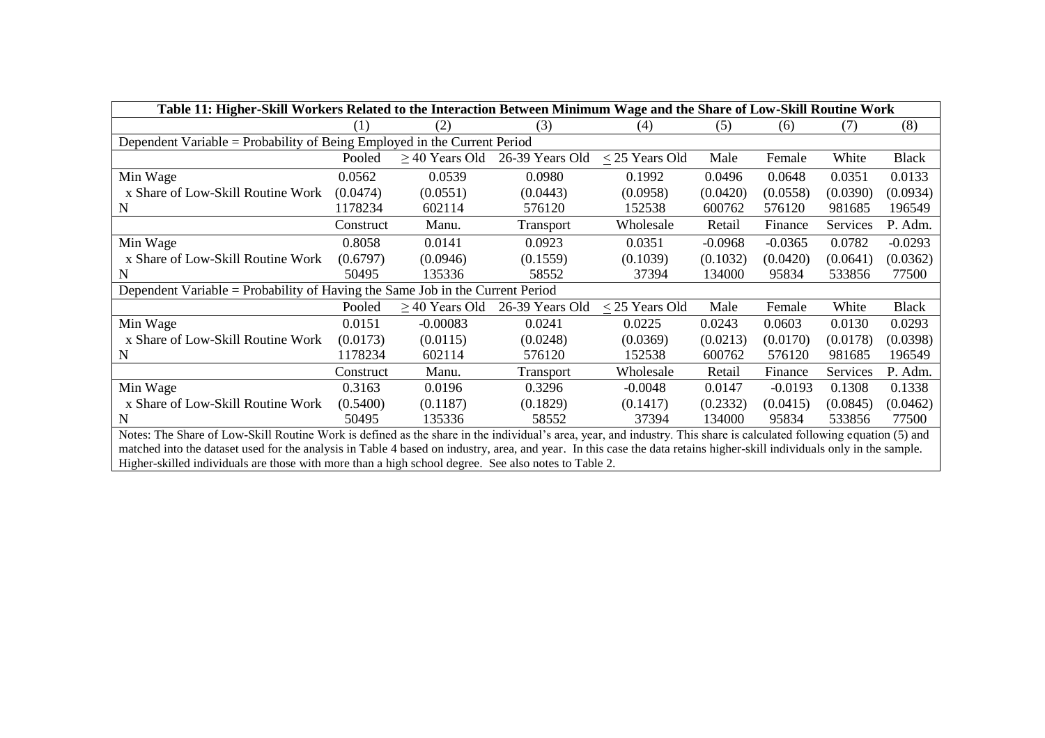**Table 11: Higher-Skill Workers Related to the Interaction Between Minimum Wage and the Share of Low-Skill Routine Work**

| | (1) | (2) | (3) | (4) | (5) | (6) | (7) | (8) |
|---|---|---|---|---|---|---|---|---|
| Dependent Variable = Probability of Being Employed in the Current Period | | | | | | | | |
| | Pooled | $\geq$ 40 Years Old | 26-39 Years Old | $\leq$ 25 Years Old | Male | Female | White | Black |
| Min Wage | 0.0562 | 0.0539 | 0.0980 | 0.1992 | 0.0496 | 0.0648 | 0.0351 | 0.0133 |
| x Share of Low-Skill Routine Work | (0.0474) | (0.0551) | (0.0443) | (0.0958) | (0.0420) | (0.0558) | (0.0390) | (0.0934) |
| N | 1178234 | 602114 | 576120 | 152538 | 600762 | 576120 | 981685 | 196549 |
| | Construct | Manu. | Transport | Wholesale | Retail | Finance | Services | P. Adm. |
| Min Wage | 0.8058 | 0.0141 | 0.0923 | 0.0351 | -0.0968 | -0.0365 | 0.0782 | -0.0293 |
| x Share of Low-Skill Routine Work | (0.6797) | (0.0946) | (0.1559) | (0.1039) | (0.1032) | (0.0420) | (0.0641) | (0.0362) |
| N | 50495 | 135336 | 58552 | 37394 | 134000 | 95834 | 533856 | 77500 |
| Dependent Variable = Probability of Having the Same Job in the Current Period | | | | | | | | |
| | Pooled | $\geq$ 40 Years Old | 26-39 Years Old | $\leq$ 25 Years Old | Male | Female | White | Black |
| Min Wage | 0.0151 | -0.00083 | 0.0241 | 0.0225 | 0.0243 | 0.0603 | 0.0130 | 0.0293 |
| x Share of Low-Skill Routine Work | (0.0173) | (0.0115) | (0.0248) | (0.0369) | (0.0213) | (0.0170) | (0.0178) | (0.0398) |
| N | 1178234 | 602114 | 576120 | 152538 | 600762 | 576120 | 981685 | 196549 |
| | Construct | Manu. | Transport | Wholesale | Retail | Finance | Services | P. Adm. |
| Min Wage | 0.3163 | 0.0196 | 0.3296 | -0.0048 | 0.0147 | -0.0193 | 0.1308 | 0.1338 |
| x Share of Low-Skill Routine Work | (0.5400) | (0.1187) | (0.1829) | (0.1417) | (0.2332) | (0.0415) | (0.0845) | (0.0462) |
| N | 50495 | 135336 | 58552 | 37394 | 134000 | 95834 | 533856 | 77500 |

Notes: The Share of Low-Skill Routine Work is defined as the share in the individual's area, year, and industry. This share is calculated following equation (5) and matched into the dataset used for the analysis in Table 4 based on industry, area, and year. In this case the data retains higher-skill individuals only in the sample. Higher-skilled individuals are those with more than a high school degree. See also notes to Table 2.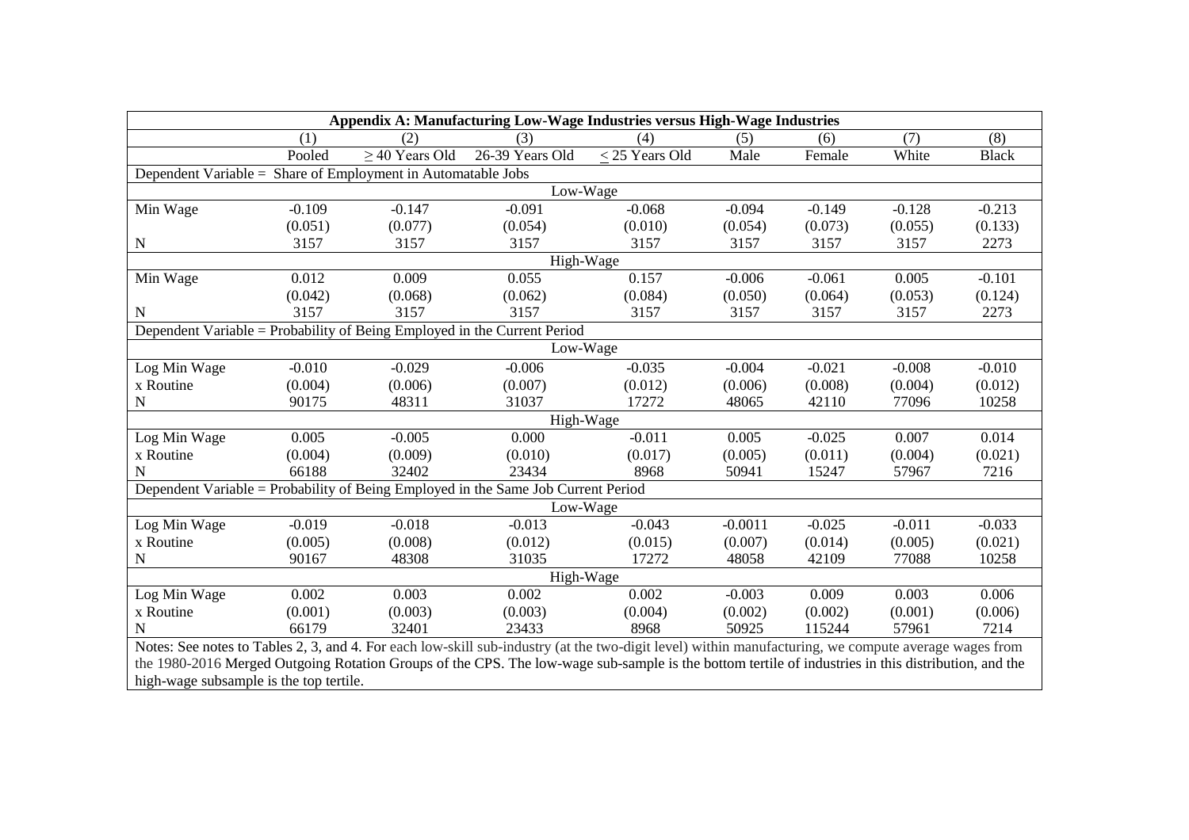**Appendix A: Manufacturing Low-Wage Industries versus High-Wage Industries**

| | (1) | (2) | (3) | (4) | (5) | (6) | (7) | (8) |
|---|---|---|---|---|---|---|---|---|
| | Pooled | $\geq$ 40 Years Old | 26-39 Years Old | $\leq$ 25 Years Old | Male | Female | White | Black |
| Dependent Variable = Share of Employment in Automatable Jobs | | | | | | | | |
| Low-Wage | | | | | | | | |
| Min Wage | -0.109 | -0.147 | -0.091 | -0.068 | -0.094 | -0.149 | -0.128 | -0.213 |
| | (0.051) | (0.077) | (0.054) | (0.010) | (0.054) | (0.073) | (0.055) | (0.133) |
| N | 3157 | 3157 | 3157 | 3157 | 3157 | 3157 | 3157 | 2273 |
| High-Wage | | | | | | | | |
| Min Wage | 0.012 | 0.009 | 0.055 | 0.157 | -0.006 | -0.061 | 0.005 | -0.101 |
| | (0.042) | (0.068) | (0.062) | (0.084) | (0.050) | (0.064) | (0.053) | (0.124) |
| N | 3157 | 3157 | 3157 | 3157 | 3157 | 3157 | 3157 | 2273 |
| Dependent Variable = Probability of Being Employed in the Current Period | | | | | | | | |
| Low-Wage | | | | | | | | |
| Log Min Wage | -0.010 | -0.029 | -0.006 | -0.035 | -0.004 | -0.021 | -0.008 | -0.010 |
| x Routine | (0.004) | (0.006) | (0.007) | (0.012) | (0.006) | (0.008) | (0.004) | (0.012) |
| N | 90175 | 48311 | 31037 | 17272 | 48065 | 42110 | 77096 | 10258 |
| High-Wage | | | | | | | | |
| Log Min Wage | 0.005 | -0.005 | 0.000 | -0.011 | 0.005 | -0.025 | 0.007 | 0.014 |
| x Routine | (0.004) | (0.009) | (0.010) | (0.017) | (0.005) | (0.011) | (0.004) | (0.021) |
| N | 66188 | 32402 | 23434 | 8968 | 50941 | 15247 | 57967 | 7216 |
| Dependent Variable = Probability of Being Employed in the Same Job Current Period | | | | | | | | |
| Low-Wage | | | | | | | | |
| Log Min Wage | -0.019 | -0.018 | -0.013 | -0.043 | -0.0011 | -0.025 | -0.011 | -0.033 |
| x Routine | (0.005) | (0.008) | (0.012) | (0.015) | (0.007) | (0.014) | (0.005) | (0.021) |
| N | 90167 | 48308 | 31035 | 17272 | 48058 | 42109 | 77088 | 10258 |
| High-Wage | | | | | | | | |
| Log Min Wage | 0.002 | 0.003 | 0.002 | 0.002 | -0.003 | 0.009 | 0.003 | 0.006 |
| x Routine | (0.001) | (0.003) | (0.003) | (0.004) | (0.002) | (0.002) | (0.001) | (0.006) |
| N | 66179 | 32401 | 23433 | 8968 | 50925 | 115244 | 57961 | 7214 |

Notes: See notes to Tables 2, 3, and 4. For each low-skill sub-industry (at the two-digit level) within manufacturing, we compute average wages from the 1980-2016 Merged Outgoing Rotation Groups of the CPS. The low-wage sub-sample is the bottom tertile of industries in this distribution, and the high-wage subsample is the top tertile.